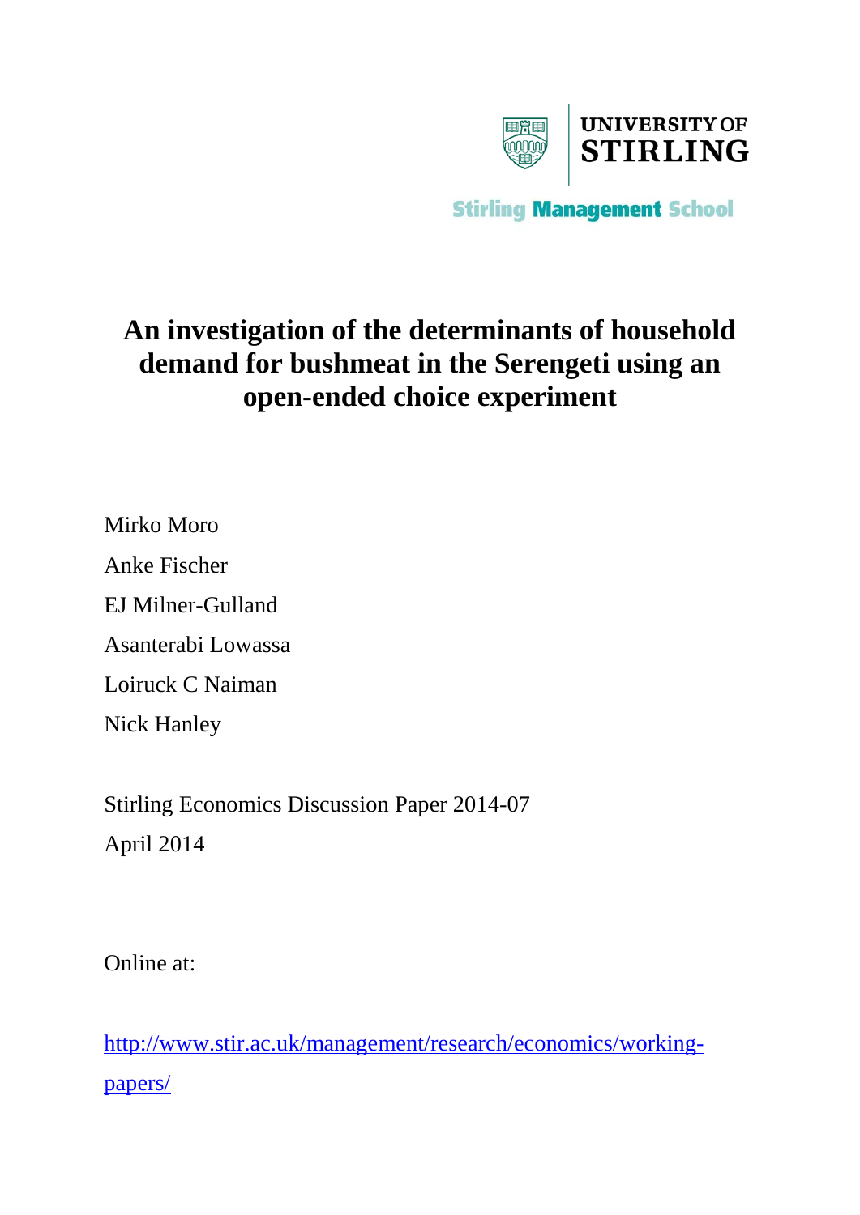UNIVERSITY OF STIRLING

Stirling Management School

# An investigation of the determinants of household demand for bushmeat in the Serengeti using an open-ended choice experiment

Mirko Moro

Anke Fischer

EJ Milner-Gulland

Asanterabi Lowassa

Loiruck C Naiman

Nick Hanley

Stirling Economics Discussion Paper 2014-07

April 2014

Online at:

[http://www.stir.ac.uk/management/research/economics/working-papers/](http://www.stir.ac.uk/management/research/economics/working-papers/)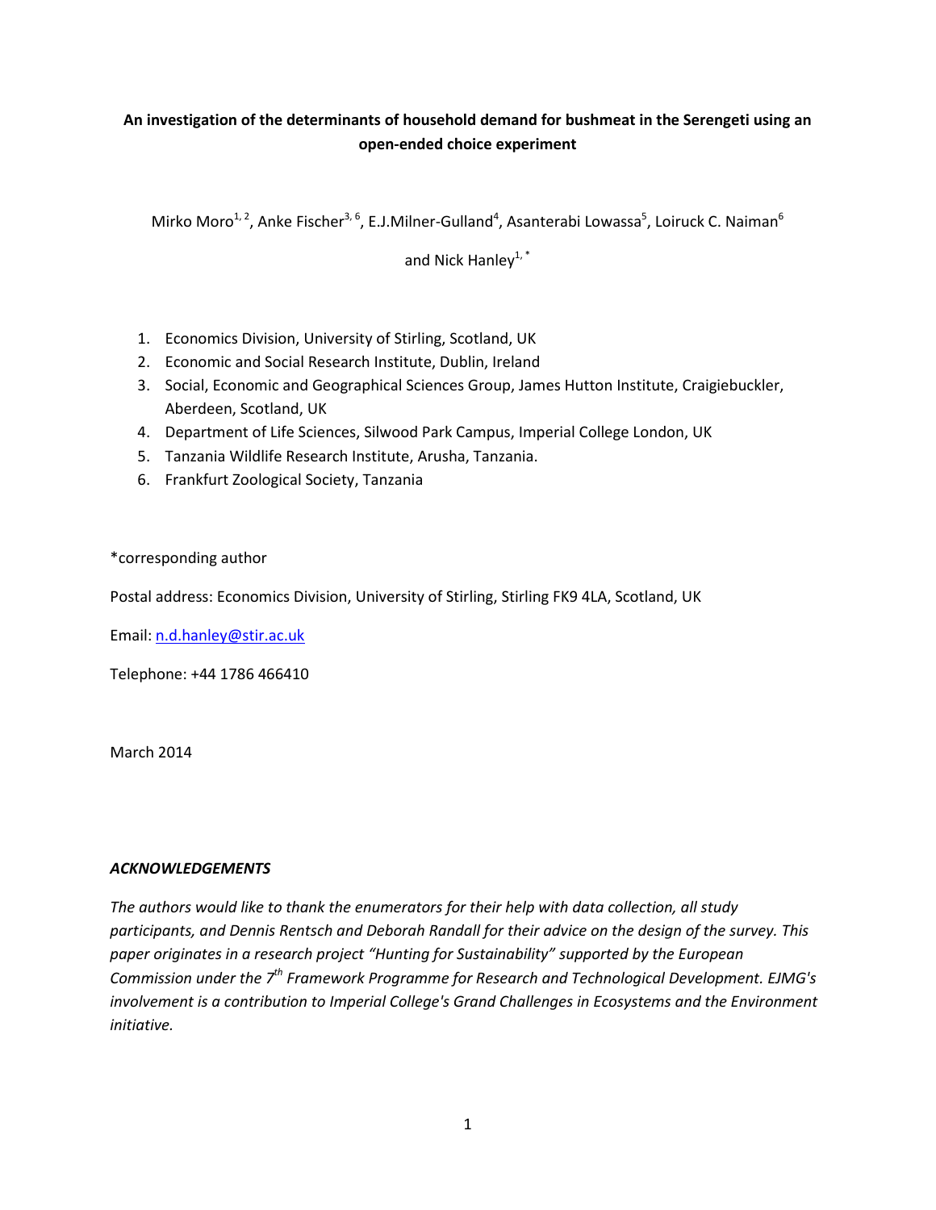**An investigation of the determinants of household demand for bushmeat in the Serengeti using an open-ended choice experiment**

Mirko Moro[1, 2], Anke Fischer[3, 6], E.J.Milner-Gulland[4], Asanterabi Lowassa[5], Loiruck C. Naiman[6] and Nick Hanley[1, *]

1. Economics Division, University of Stirling, Scotland, UK
2. Economic and Social Research Institute, Dublin, Ireland
3. Social, Economic and Geographical Sciences Group, James Hutton Institute, Craigiebuckler, Aberdeen, Scotland, UK
4. Department of Life Sciences, Silwood Park Campus, Imperial College London, UK
5. Tanzania Wildlife Research Institute, Arusha, Tanzania.
6. Frankfurt Zoological Society, Tanzania

*corresponding author

Postal address: Economics Division, University of Stirling, Stirling FK9 4LA, Scotland, UK

Email: n.d.hanley@stir.ac.uk

Telephone: +44 1786 466410

March 2014

***ACKNOWLEDGEMENTS***

*The authors would like to thank the enumerators for their help with data collection, all study participants, and Dennis Rentsch and Deborah Randall for their advice on the design of the survey. This paper originates in a research project "Hunting for Sustainability" supported by the European Commission under the 7th Framework Programme for Research and Technological Development. EJMG's involvement is a contribution to Imperial College's Grand Challenges in Ecosystems and the Environment initiative.*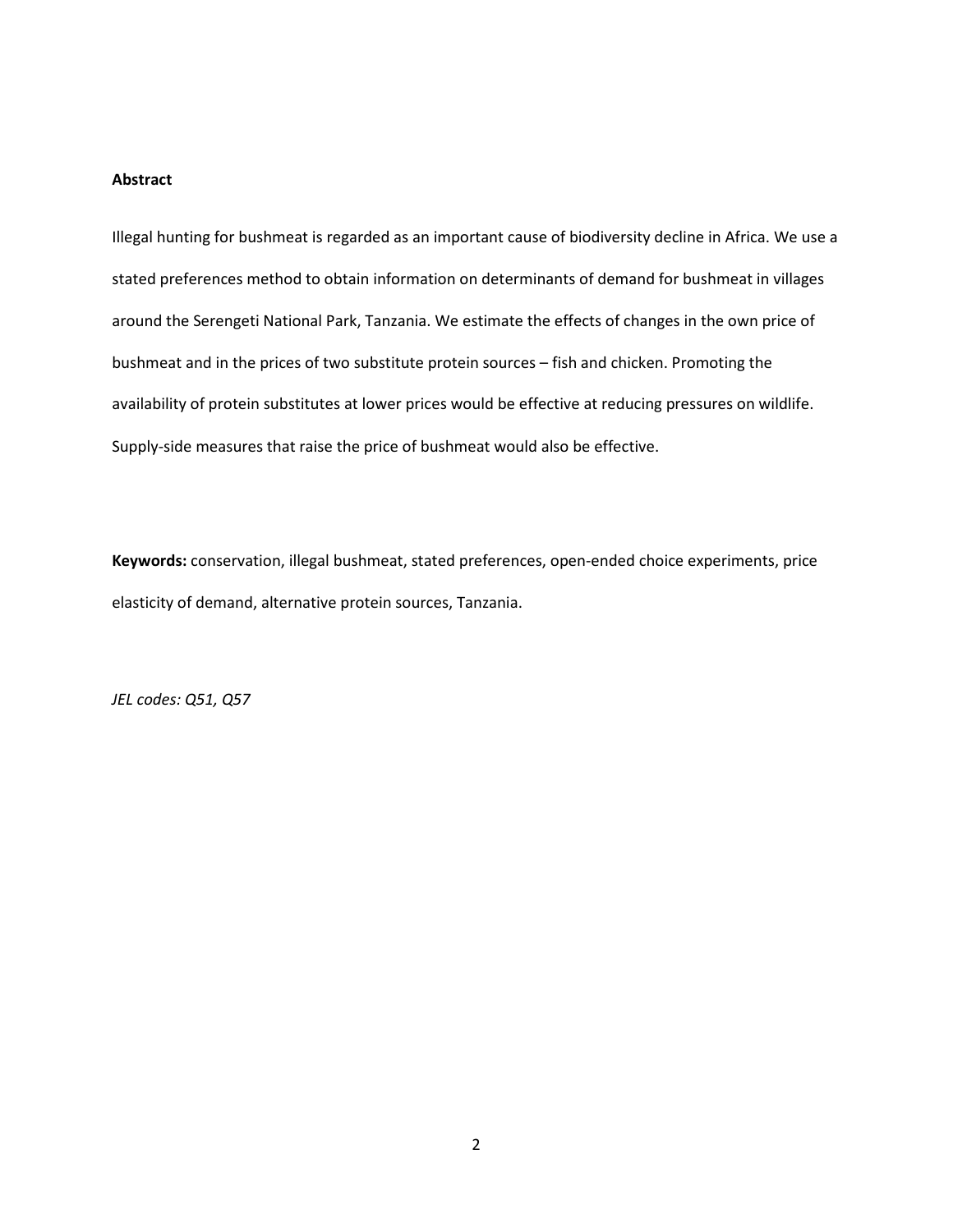**Abstract**

Illegal hunting for bushmeat is regarded as an important cause of biodiversity decline in Africa. We use a stated preferences method to obtain information on determinants of demand for bushmeat in villages around the Serengeti National Park, Tanzania. We estimate the effects of changes in the own price of bushmeat and in the prices of two substitute protein sources – fish and chicken. Promoting the availability of protein substitutes at lower prices would be effective at reducing pressures on wildlife. Supply-side measures that raise the price of bushmeat would also be effective.

**Keywords:** conservation, illegal bushmeat, stated preferences, open-ended choice experiments, price elasticity of demand, alternative protein sources, Tanzania.

*JEL codes: Q51, Q57*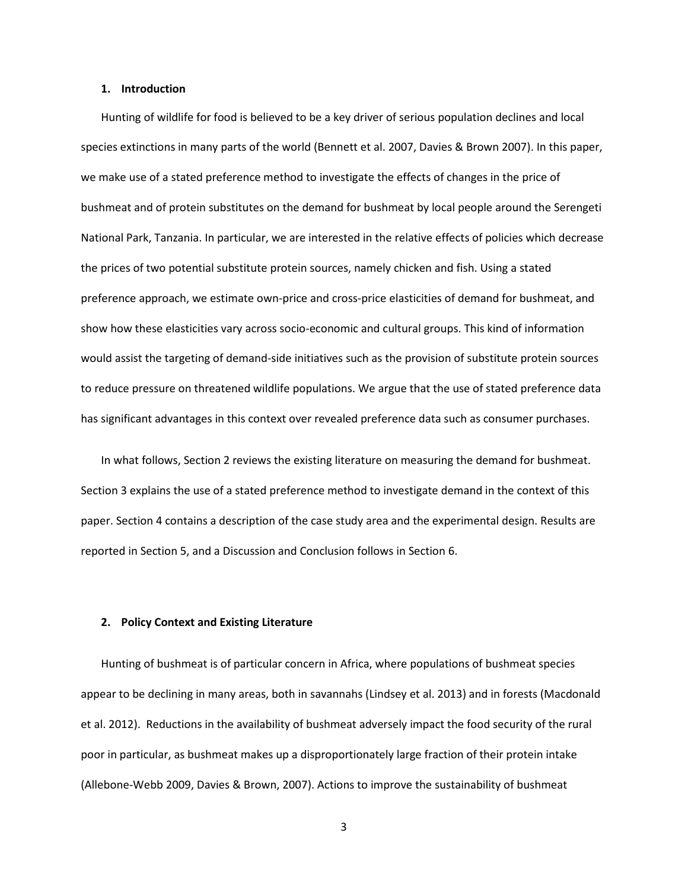## 1. Introduction

Hunting of wildlife for food is believed to be a key driver of serious population declines and local species extinctions in many parts of the world (Bennett et al. 2007, Davies & Brown 2007). In this paper, we make use of a stated preference method to investigate the effects of changes in the price of bushmeat and of protein substitutes on the demand for bushmeat by local people around the Serengeti National Park, Tanzania. In particular, we are interested in the relative effects of policies which decrease the prices of two potential substitute protein sources, namely chicken and fish. Using a stated preference approach, we estimate own-price and cross-price elasticities of demand for bushmeat, and show how these elasticities vary across socio-economic and cultural groups. This kind of information would assist the targeting of demand-side initiatives such as the provision of substitute protein sources to reduce pressure on threatened wildlife populations. We argue that the use of stated preference data has significant advantages in this context over revealed preference data such as consumer purchases.

In what follows, Section 2 reviews the existing literature on measuring the demand for bushmeat. Section 3 explains the use of a stated preference method to investigate demand in the context of this paper. Section 4 contains a description of the case study area and the experimental design. Results are reported in Section 5, and a Discussion and Conclusion follows in Section 6.

## 2. Policy Context and Existing Literature

Hunting of bushmeat is of particular concern in Africa, where populations of bushmeat species appear to be declining in many areas, both in savannahs (Lindsey et al. 2013) and in forests (Macdonald et al. 2012). Reductions in the availability of bushmeat adversely impact the food security of the rural poor in particular, as bushmeat makes up a disproportionately large fraction of their protein intake (Allebone-Webb 2009, Davies & Brown, 2007). Actions to improve the sustainability of bushmeat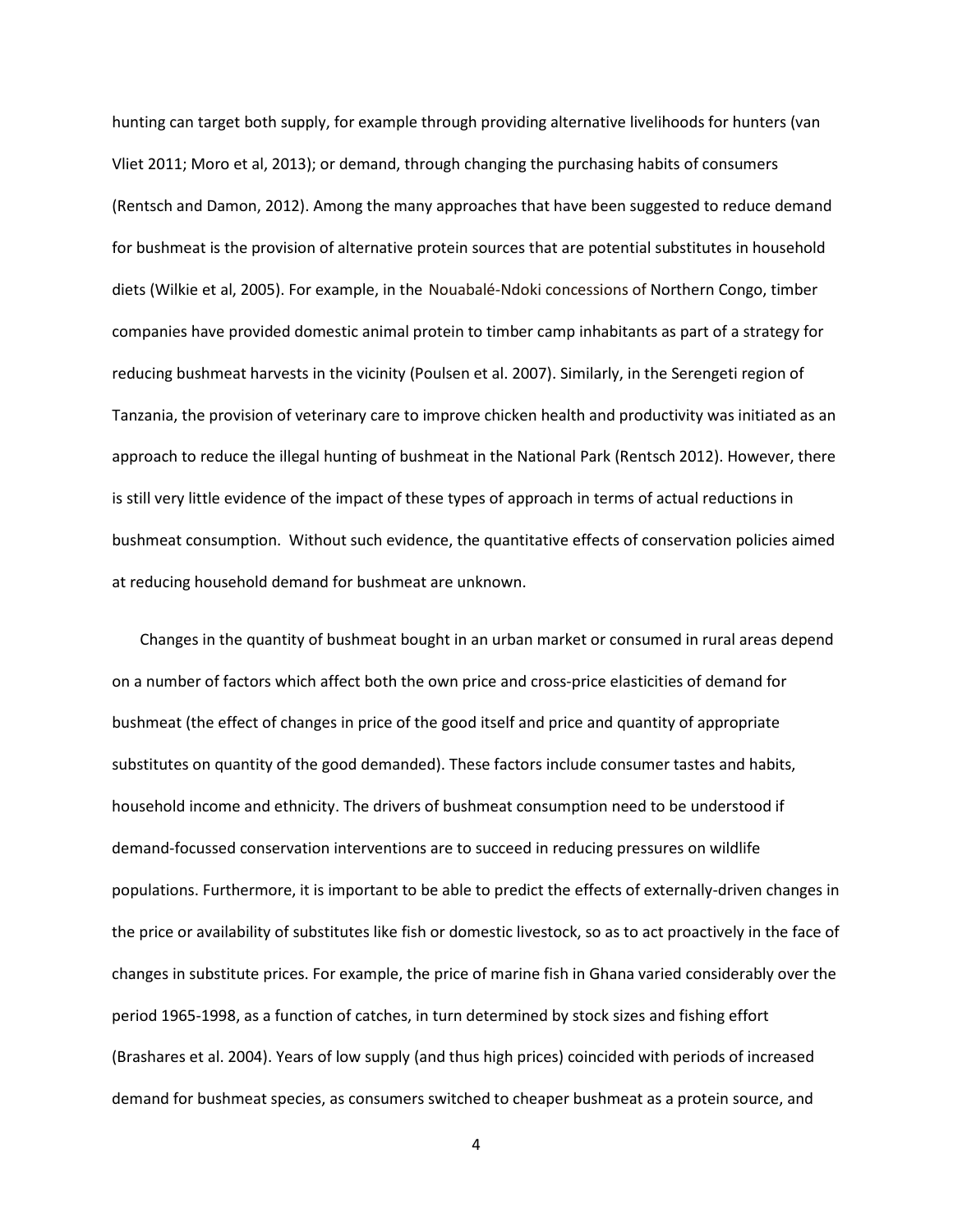hunting can target both supply, for example through providing alternative livelihoods for hunters (van Vliet 2011; Moro et al, 2013); or demand, through changing the purchasing habits of consumers (Rentsch and Damon, 2012). Among the many approaches that have been suggested to reduce demand for bushmeat is the provision of alternative protein sources that are potential substitutes in household diets (Wilkie et al, 2005). For example, in the Nouabalé-Ndoki concessions of Northern Congo, timber companies have provided domestic animal protein to timber camp inhabitants as part of a strategy for reducing bushmeat harvests in the vicinity (Poulsen et al. 2007). Similarly, in the Serengeti region of Tanzania, the provision of veterinary care to improve chicken health and productivity was initiated as an approach to reduce the illegal hunting of bushmeat in the National Park (Rentsch 2012). However, there is still very little evidence of the impact of these types of approach in terms of actual reductions in bushmeat consumption. Without such evidence, the quantitative effects of conservation policies aimed at reducing household demand for bushmeat are unknown.

Changes in the quantity of bushmeat bought in an urban market or consumed in rural areas depend on a number of factors which affect both the own price and cross-price elasticities of demand for bushmeat (the effect of changes in price of the good itself and price and quantity of appropriate substitutes on quantity of the good demanded). These factors include consumer tastes and habits, household income and ethnicity. The drivers of bushmeat consumption need to be understood if demand-focussed conservation interventions are to succeed in reducing pressures on wildlife populations. Furthermore, it is important to be able to predict the effects of externally-driven changes in the price or availability of substitutes like fish or domestic livestock, so as to act proactively in the face of changes in substitute prices. For example, the price of marine fish in Ghana varied considerably over the period 1965-1998, as a function of catches, in turn determined by stock sizes and fishing effort (Brashares et al. 2004). Years of low supply (and thus high prices) coincided with periods of increased demand for bushmeat species, as consumers switched to cheaper bushmeat as a protein source, and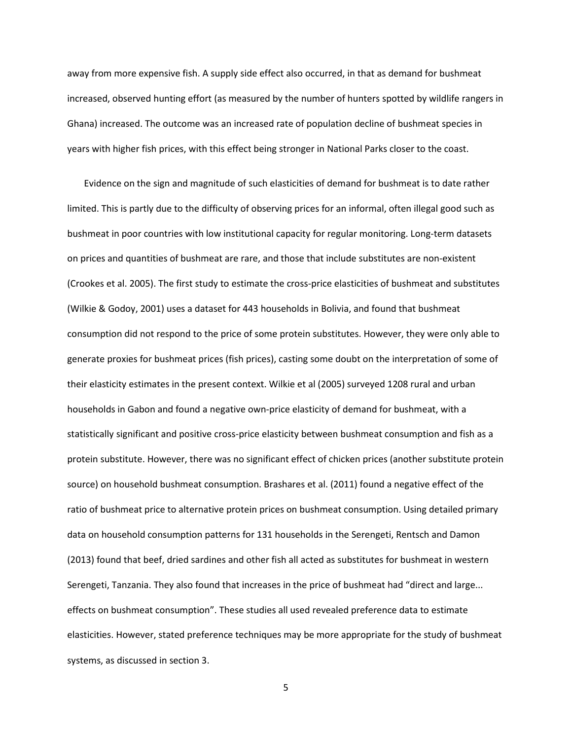away from more expensive fish. A supply side effect also occurred, in that as demand for bushmeat increased, observed hunting effort (as measured by the number of hunters spotted by wildlife rangers in Ghana) increased. The outcome was an increased rate of population decline of bushmeat species in years with higher fish prices, with this effect being stronger in National Parks closer to the coast.

Evidence on the sign and magnitude of such elasticities of demand for bushmeat is to date rather limited. This is partly due to the difficulty of observing prices for an informal, often illegal good such as bushmeat in poor countries with low institutional capacity for regular monitoring. Long-term datasets on prices and quantities of bushmeat are rare, and those that include substitutes are non-existent (Crookes et al. 2005). The first study to estimate the cross-price elasticities of bushmeat and substitutes (Wilkie & Godoy, 2001) uses a dataset for 443 households in Bolivia, and found that bushmeat consumption did not respond to the price of some protein substitutes. However, they were only able to generate proxies for bushmeat prices (fish prices), casting some doubt on the interpretation of some of their elasticity estimates in the present context. Wilkie et al (2005) surveyed 1208 rural and urban households in Gabon and found a negative own-price elasticity of demand for bushmeat, with a statistically significant and positive cross-price elasticity between bushmeat consumption and fish as a protein substitute. However, there was no significant effect of chicken prices (another substitute protein source) on household bushmeat consumption. Brashares et al. (2011) found a negative effect of the ratio of bushmeat price to alternative protein prices on bushmeat consumption. Using detailed primary data on household consumption patterns for 131 households in the Serengeti, Rentsch and Damon (2013) found that beef, dried sardines and other fish all acted as substitutes for bushmeat in western Serengeti, Tanzania. They also found that increases in the price of bushmeat had "direct and large... effects on bushmeat consumption". These studies all used revealed preference data to estimate elasticities. However, stated preference techniques may be more appropriate for the study of bushmeat systems, as discussed in section 3.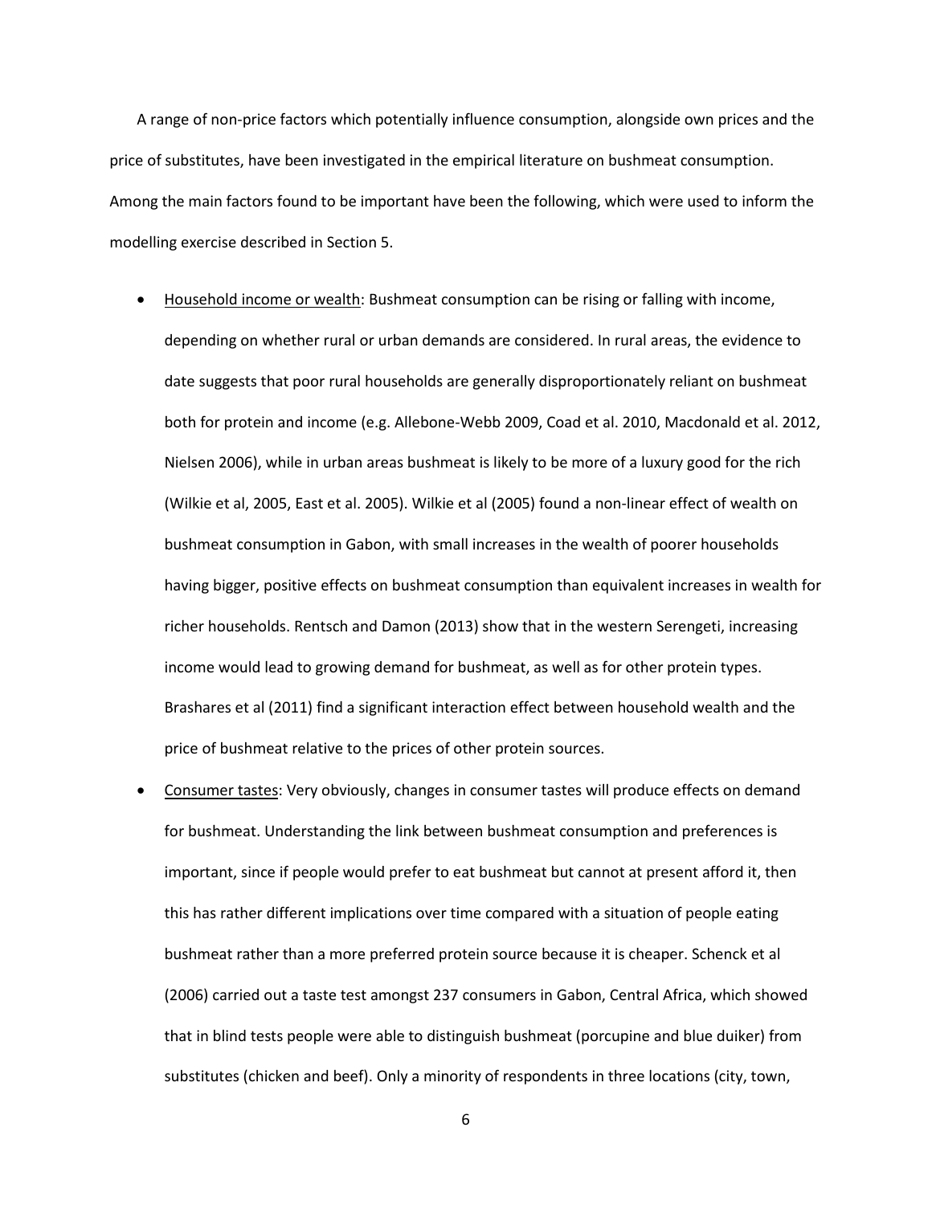A range of non-price factors which potentially influence consumption, alongside own prices and the price of substitutes, have been investigated in the empirical literature on bushmeat consumption. Among the main factors found to be important have been the following, which were used to inform the modelling exercise described in Section 5.

- <u>Household income or wealth</u>: Bushmeat consumption can be rising or falling with income, depending on whether rural or urban demands are considered. In rural areas, the evidence to date suggests that poor rural households are generally disproportionately reliant on bushmeat both for protein and income (e.g. Allebone-Webb 2009, Coad et al. 2010, Macdonald et al. 2012, Nielsen 2006), while in urban areas bushmeat is likely to be more of a luxury good for the rich (Wilkie et al, 2005, East et al. 2005). Wilkie et al (2005) found a non-linear effect of wealth on bushmeat consumption in Gabon, with small increases in the wealth of poorer households having bigger, positive effects on bushmeat consumption than equivalent increases in wealth for richer households. Rentsch and Damon (2013) show that in the western Serengeti, increasing income would lead to growing demand for bushmeat, as well as for other protein types. Brashares et al (2011) find a significant interaction effect between household wealth and the price of bushmeat relative to the prices of other protein sources.
- <u>Consumer tastes</u>: Very obviously, changes in consumer tastes will produce effects on demand for bushmeat. Understanding the link between bushmeat consumption and preferences is important, since if people would prefer to eat bushmeat but cannot at present afford it, then this has rather different implications over time compared with a situation of people eating bushmeat rather than a more preferred protein source because it is cheaper. Schenck et al (2006) carried out a taste test amongst 237 consumers in Gabon, Central Africa, which showed that in blind tests people were able to distinguish bushmeat (porcupine and blue duiker) from substitutes (chicken and beef). Only a minority of respondents in three locations (city, town,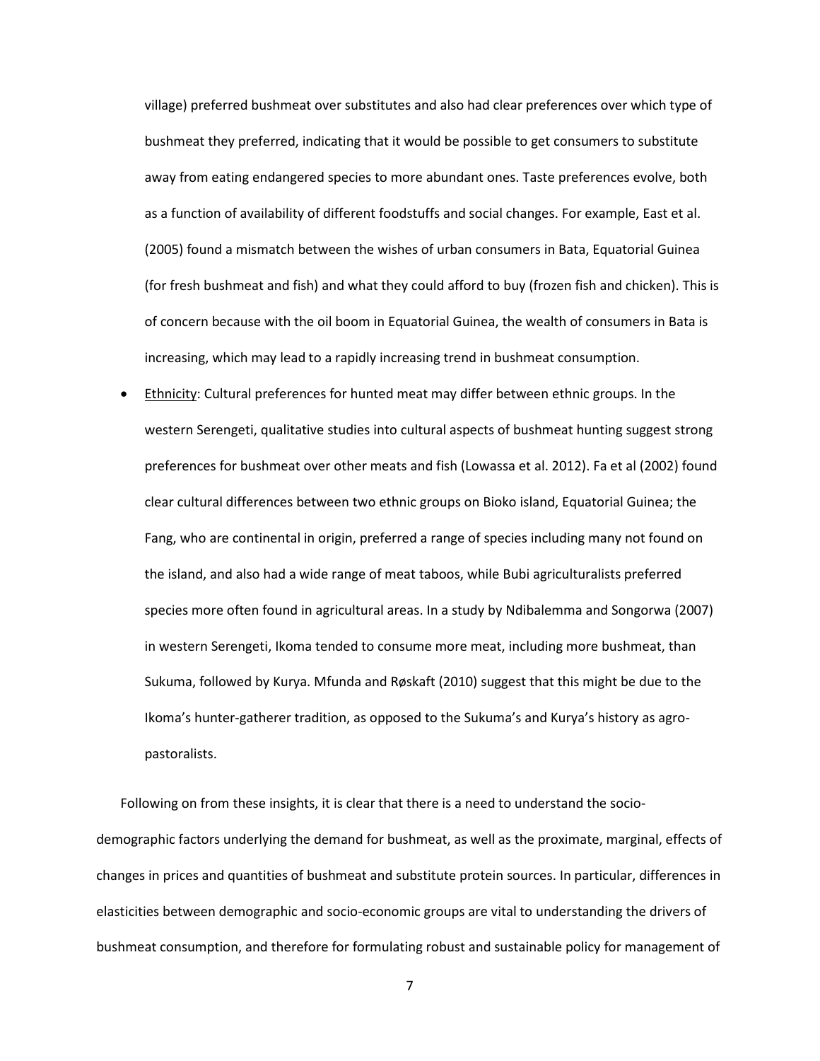village) preferred bushmeat over substitutes and also had clear preferences over which type of bushmeat they preferred, indicating that it would be possible to get consumers to substitute away from eating endangered species to more abundant ones. Taste preferences evolve, both as a function of availability of different foodstuffs and social changes. For example, East et al. (2005) found a mismatch between the wishes of urban consumers in Bata, Equatorial Guinea (for fresh bushmeat and fish) and what they could afford to buy (frozen fish and chicken). This is of concern because with the oil boom in Equatorial Guinea, the wealth of consumers in Bata is increasing, which may lead to a rapidly increasing trend in bushmeat consumption.

- Ethnicity: Cultural preferences for hunted meat may differ between ethnic groups. In the western Serengeti, qualitative studies into cultural aspects of bushmeat hunting suggest strong preferences for bushmeat over other meats and fish (Lowassa et al. 2012). Fa et al (2002) found clear cultural differences between two ethnic groups on Bioko island, Equatorial Guinea; the Fang, who are continental in origin, preferred a range of species including many not found on the island, and also had a wide range of meat taboos, while Bubi agriculturalists preferred species more often found in agricultural areas. In a study by Ndibalemma and Songorwa (2007) in western Serengeti, Ikoma tended to consume more meat, including more bushmeat, than Sukuma, followed by Kurya. Mfunda and Røskaft (2010) suggest that this might be due to the Ikoma's hunter-gatherer tradition, as opposed to the Sukuma's and Kurya's history as agro-pastoralists.

Following on from these insights, it is clear that there is a need to understand the socio-demographic factors underlying the demand for bushmeat, as well as the proximate, marginal, effects of changes in prices and quantities of bushmeat and substitute protein sources. In particular, differences in elasticities between demographic and socio-economic groups are vital to understanding the drivers of bushmeat consumption, and therefore for formulating robust and sustainable policy for management of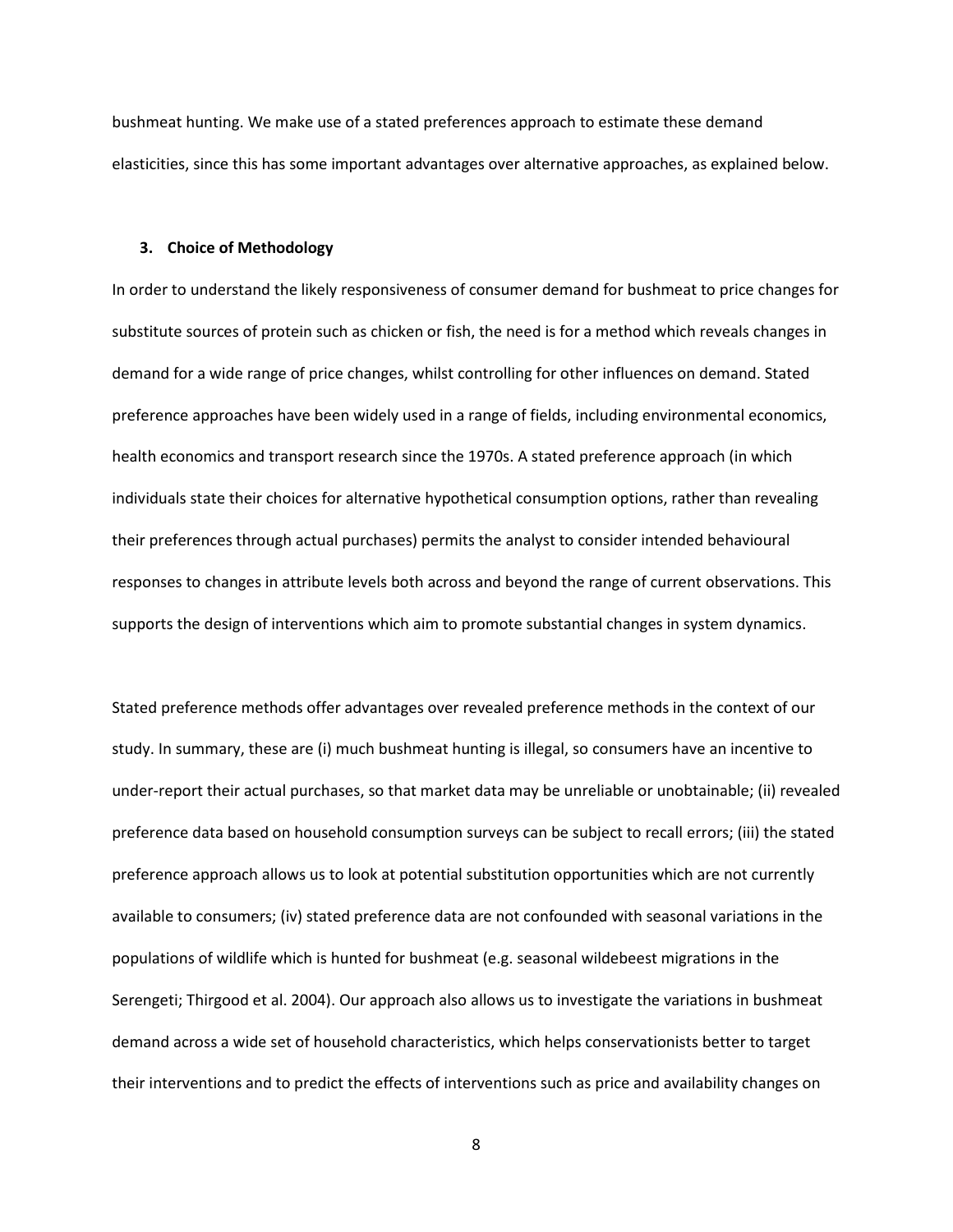bushmeat hunting. We make use of a stated preferences approach to estimate these demand elasticities, since this has some important advantages over alternative approaches, as explained below.

### 3. Choice of Methodology

In order to understand the likely responsiveness of consumer demand for bushmeat to price changes for substitute sources of protein such as chicken or fish, the need is for a method which reveals changes in demand for a wide range of price changes, whilst controlling for other influences on demand. Stated preference approaches have been widely used in a range of fields, including environmental economics, health economics and transport research since the 1970s. A stated preference approach (in which individuals state their choices for alternative hypothetical consumption options, rather than revealing their preferences through actual purchases) permits the analyst to consider intended behavioural responses to changes in attribute levels both across and beyond the range of current observations. This supports the design of interventions which aim to promote substantial changes in system dynamics.

Stated preference methods offer advantages over revealed preference methods in the context of our study. In summary, these are (i) much bushmeat hunting is illegal, so consumers have an incentive to under-report their actual purchases, so that market data may be unreliable or unobtainable; (ii) revealed preference data based on household consumption surveys can be subject to recall errors; (iii) the stated preference approach allows us to look at potential substitution opportunities which are not currently available to consumers; (iv) stated preference data are not confounded with seasonal variations in the populations of wildlife which is hunted for bushmeat (e.g. seasonal wildebeest migrations in the Serengeti; Thirgood et al. 2004). Our approach also allows us to investigate the variations in bushmeat demand across a wide set of household characteristics, which helps conservationists better to target their interventions and to predict the effects of interventions such as price and availability changes on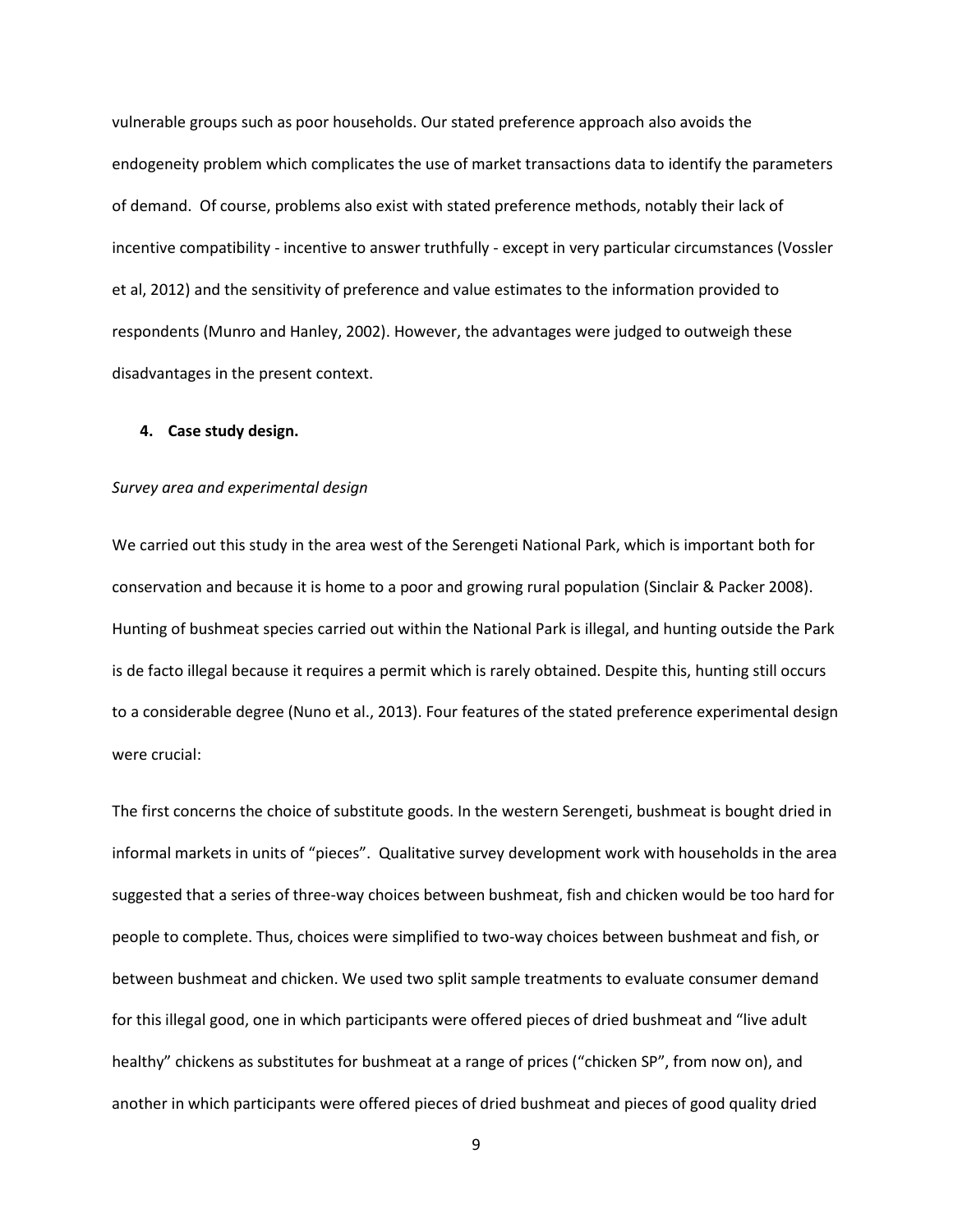vulnerable groups such as poor households. Our stated preference approach also avoids the endogeneity problem which complicates the use of market transactions data to identify the parameters of demand. Of course, problems also exist with stated preference methods, notably their lack of incentive compatibility - incentive to answer truthfully - except in very particular circumstances (Vossler et al, 2012) and the sensitivity of preference and value estimates to the information provided to respondents (Munro and Hanley, 2002). However, the advantages were judged to outweigh these disadvantages in the present context.

## 4. Case study design.

*Survey area and experimental design*

We carried out this study in the area west of the Serengeti National Park, which is important both for conservation and because it is home to a poor and growing rural population (Sinclair & Packer 2008). Hunting of bushmeat species carried out within the National Park is illegal, and hunting outside the Park is de facto illegal because it requires a permit which is rarely obtained. Despite this, hunting still occurs to a considerable degree (Nuno et al., 2013). Four features of the stated preference experimental design were crucial:

The first concerns the choice of substitute goods. In the western Serengeti, bushmeat is bought dried in informal markets in units of "pieces". Qualitative survey development work with households in the area suggested that a series of three-way choices between bushmeat, fish and chicken would be too hard for people to complete. Thus, choices were simplified to two-way choices between bushmeat and fish, or between bushmeat and chicken. We used two split sample treatments to evaluate consumer demand for this illegal good, one in which participants were offered pieces of dried bushmeat and "live adult healthy" chickens as substitutes for bushmeat at a range of prices ("chicken SP", from now on), and another in which participants were offered pieces of dried bushmeat and pieces of good quality dried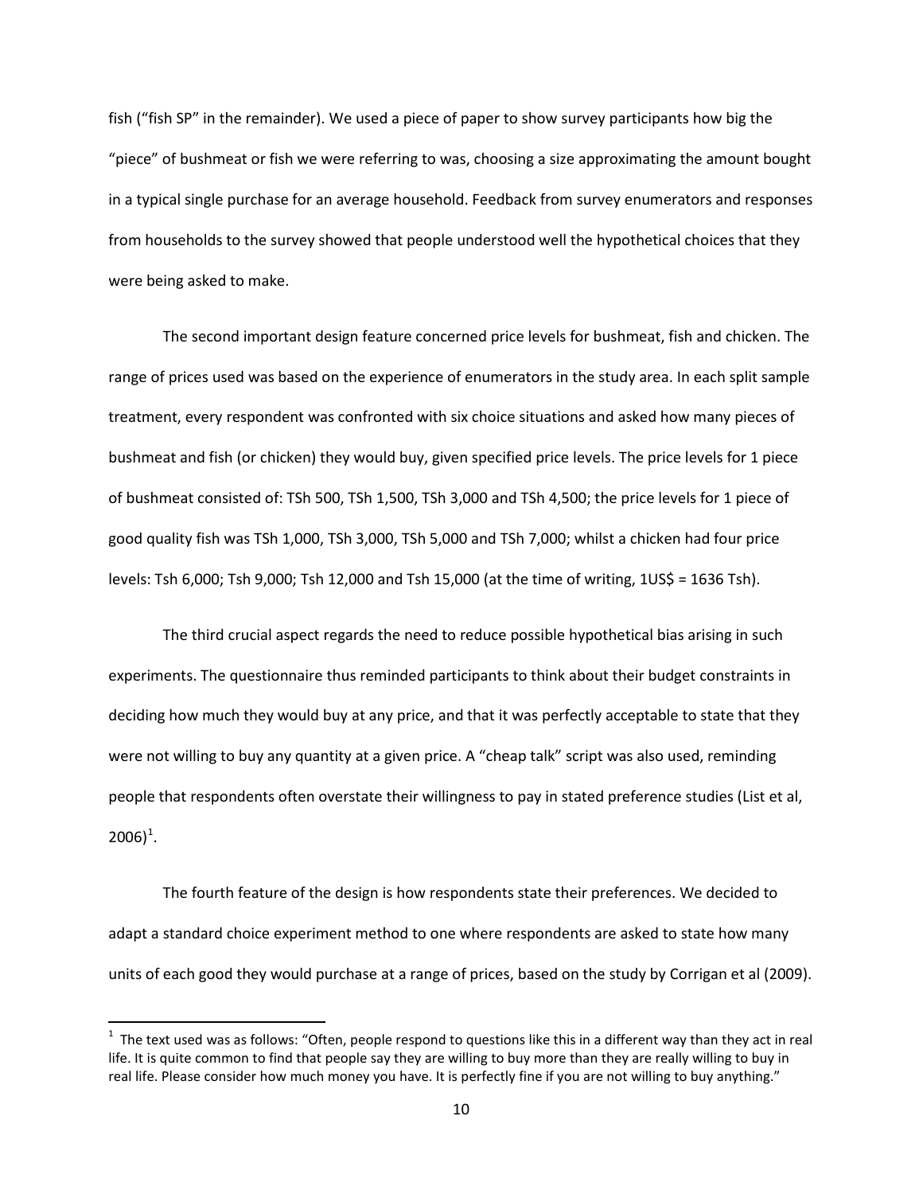fish ("fish SP" in the remainder). We used a piece of paper to show survey participants how big the "piece" of bushmeat or fish we were referring to was, choosing a size approximating the amount bought in a typical single purchase for an average household. Feedback from survey enumerators and responses from households to the survey showed that people understood well the hypothetical choices that they were being asked to make.

The second important design feature concerned price levels for bushmeat, fish and chicken. The range of prices used was based on the experience of enumerators in the study area. In each split sample treatment, every respondent was confronted with six choice situations and asked how many pieces of bushmeat and fish (or chicken) they would buy, given specified price levels. The price levels for 1 piece of bushmeat consisted of: TSh 500, TSh 1,500, TSh 3,000 and TSh 4,500; the price levels for 1 piece of good quality fish was TSh 1,000, TSh 3,000, TSh 5,000 and TSh 7,000; whilst a chicken had four price levels: Tsh 6,000; Tsh 9,000; Tsh 12,000 and Tsh 15,000 (at the time of writing, 1US$ = 1636 Tsh).

The third crucial aspect regards the need to reduce possible hypothetical bias arising in such experiments. The questionnaire thus reminded participants to think about their budget constraints in deciding how much they would buy at any price, and that it was perfectly acceptable to state that they were not willing to buy any quantity at a given price. A "cheap talk" script was also used, reminding people that respondents often overstate their willingness to pay in stated preference studies (List et al, 2006)[1].

The fourth feature of the design is how respondents state their preferences. We decided to adapt a standard choice experiment method to one where respondents are asked to state how many units of each good they would purchase at a range of prices, based on the study by Corrigan et al (2009).

---

[1] The text used was as follows: "Often, people respond to questions like this in a different way than they act in real life. It is quite common to find that people say they are willing to buy more than they are really willing to buy in real life. Please consider how much money you have. It is perfectly fine if you are not willing to buy anything."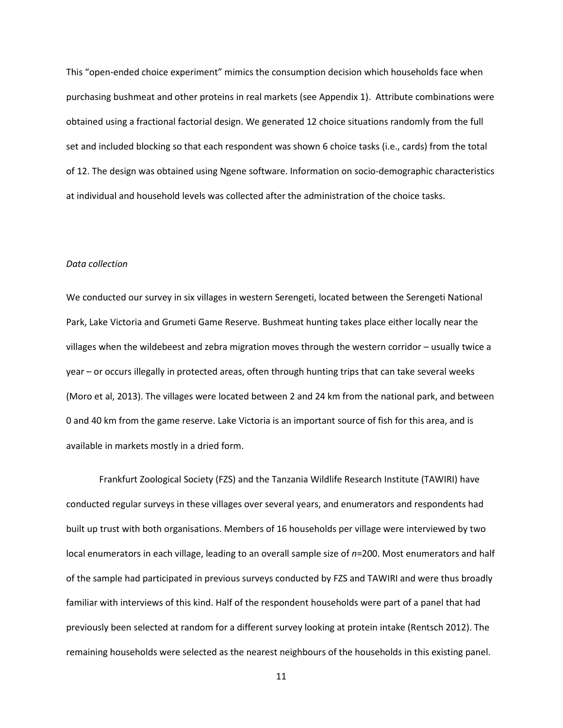This "open-ended choice experiment" mimics the consumption decision which households face when purchasing bushmeat and other proteins in real markets (see Appendix 1). Attribute combinations were obtained using a fractional factorial design. We generated 12 choice situations randomly from the full set and included blocking so that each respondent was shown 6 choice tasks (i.e., cards) from the total of 12. The design was obtained using Ngene software. Information on socio-demographic characteristics at individual and household levels was collected after the administration of the choice tasks.

*Data collection*

We conducted our survey in six villages in western Serengeti, located between the Serengeti National Park, Lake Victoria and Grumeti Game Reserve. Bushmeat hunting takes place either locally near the villages when the wildebeest and zebra migration moves through the western corridor – usually twice a year – or occurs illegally in protected areas, often through hunting trips that can take several weeks (Moro et al, 2013). The villages were located between 2 and 24 km from the national park, and between 0 and 40 km from the game reserve. Lake Victoria is an important source of fish for this area, and is available in markets mostly in a dried form.

Frankfurt Zoological Society (FZS) and the Tanzania Wildlife Research Institute (TAWIRI) have conducted regular surveys in these villages over several years, and enumerators and respondents had built up trust with both organisations. Members of 16 households per village were interviewed by two local enumerators in each village, leading to an overall sample size of *n*=200. Most enumerators and half of the sample had participated in previous surveys conducted by FZS and TAWIRI and were thus broadly familiar with interviews of this kind. Half of the respondent households were part of a panel that had previously been selected at random for a different survey looking at protein intake (Rentsch 2012). The remaining households were selected as the nearest neighbours of the households in this existing panel.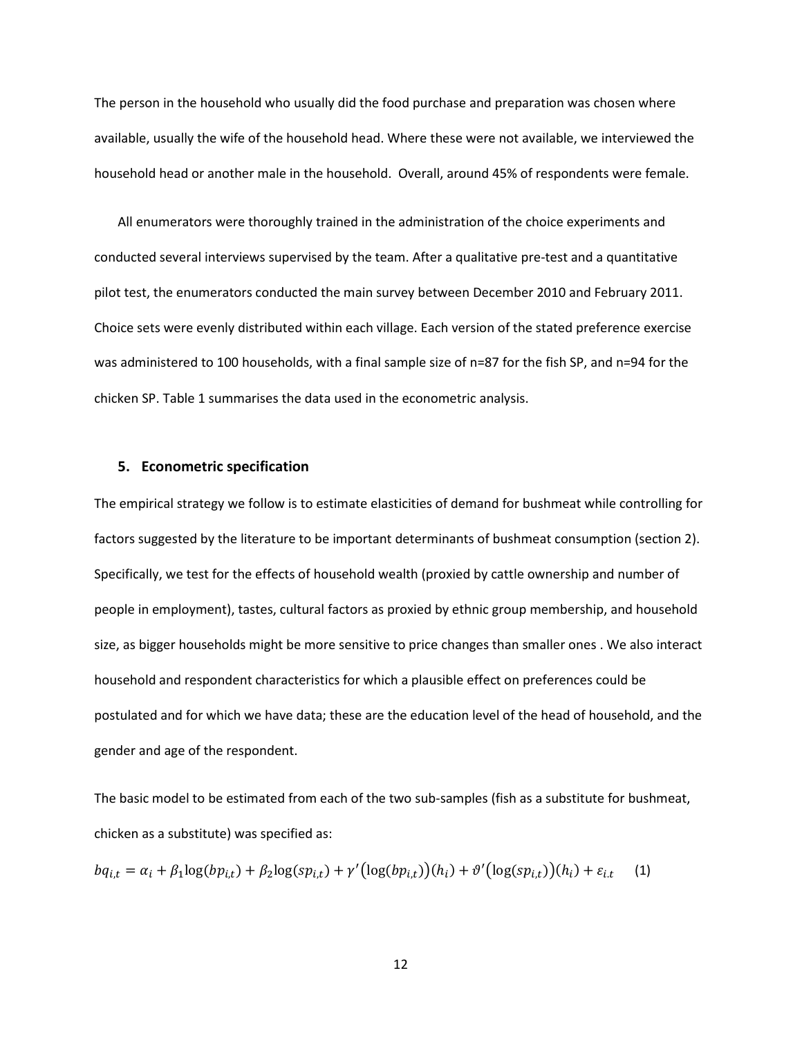The person in the household who usually did the food purchase and preparation was chosen where available, usually the wife of the household head. Where these were not available, we interviewed the household head or another male in the household. Overall, around 45% of respondents were female.

All enumerators were thoroughly trained in the administration of the choice experiments and conducted several interviews supervised by the team. After a qualitative pre-test and a quantitative pilot test, the enumerators conducted the main survey between December 2010 and February 2011. Choice sets were evenly distributed within each village. Each version of the stated preference exercise was administered to 100 households, with a final sample size of n=87 for the fish SP, and n=94 for the chicken SP. Table 1 summarises the data used in the econometric analysis.

## 5. Econometric specification

The empirical strategy we follow is to estimate elasticities of demand for bushmeat while controlling for factors suggested by the literature to be important determinants of bushmeat consumption (section 2). Specifically, we test for the effects of household wealth (proxied by cattle ownership and number of people in employment), tastes, cultural factors as proxied by ethnic group membership, and household size, as bigger households might be more sensitive to price changes than smaller ones . We also interact household and respondent characteristics for which a plausible effect on preferences could be postulated and for which we have data; these are the education level of the head of household, and the gender and age of the respondent.

The basic model to be estimated from each of the two sub-samples (fish as a substitute for bushmeat, chicken as a substitute) was specified as:

$$bq_{i,t} = \alpha_i + \beta_1 \log(bp_{i,t}) + \beta_2 \log(sp_{i,t}) + \gamma'\big(\log(bp_{i,t})\big)(h_i) + \vartheta'\big(\log(sp_{i,t})\big)(h_i) + \varepsilon_{i.t} \quad (1)$$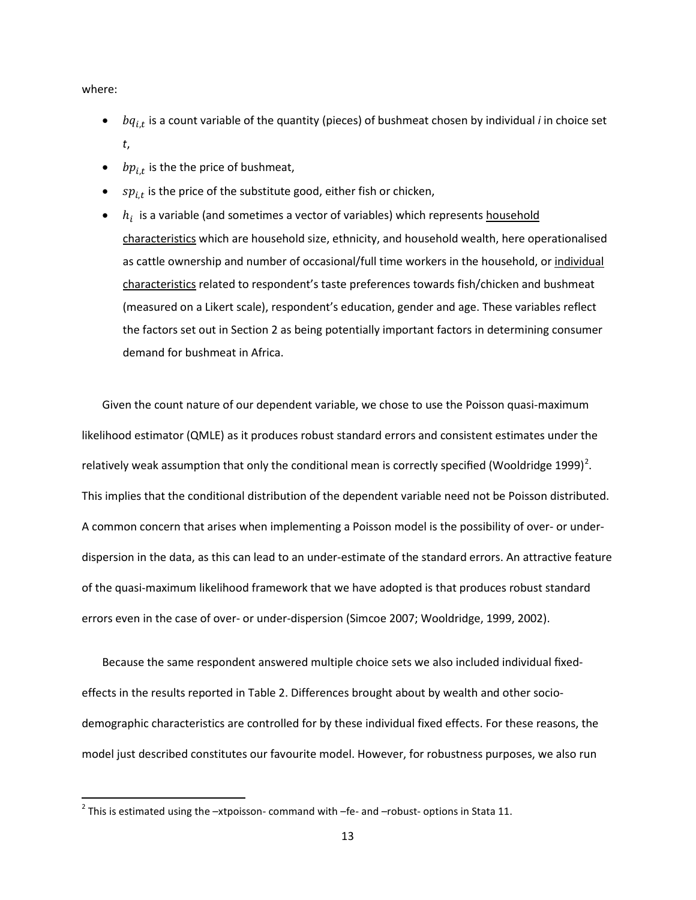where:

- $bq_{i,t}$ is a count variable of the quantity (pieces) of bushmeat chosen by individual *i* in choice set *t*,
- $bp_{i,t}$ is the the price of bushmeat,
- $sp_{i,t}$ is the price of the substitute good, either fish or chicken,
- $h_i$ is a variable (and sometimes a vector of variables) which represents household characteristics which are household size, ethnicity, and household wealth, here operationalised as cattle ownership and number of occasional/full time workers in the household, or individual characteristics related to respondent's taste preferences towards fish/chicken and bushmeat (measured on a Likert scale), respondent's education, gender and age. These variables reflect the factors set out in Section 2 as being potentially important factors in determining consumer demand for bushmeat in Africa.

Given the count nature of our dependent variable, we chose to use the Poisson quasi-maximum likelihood estimator (QMLE) as it produces robust standard errors and consistent estimates under the relatively weak assumption that only the conditional mean is correctly specified (Wooldridge 1999)[2]. This implies that the conditional distribution of the dependent variable need not be Poisson distributed. A common concern that arises when implementing a Poisson model is the possibility of over- or under-dispersion in the data, as this can lead to an under-estimate of the standard errors. An attractive feature of the quasi-maximum likelihood framework that we have adopted is that produces robust standard errors even in the case of over- or under-dispersion (Simcoe 2007; Wooldridge, 1999, 2002).

Because the same respondent answered multiple choice sets we also included individual fixed-effects in the results reported in Table 2. Differences brought about by wealth and other socio-demographic characteristics are controlled for by these individual fixed effects. For these reasons, the model just described constitutes our favourite model. However, for robustness purposes, we also run

[2] This is estimated using the –xtpoisson- command with –fe- and –robust- options in Stata 11.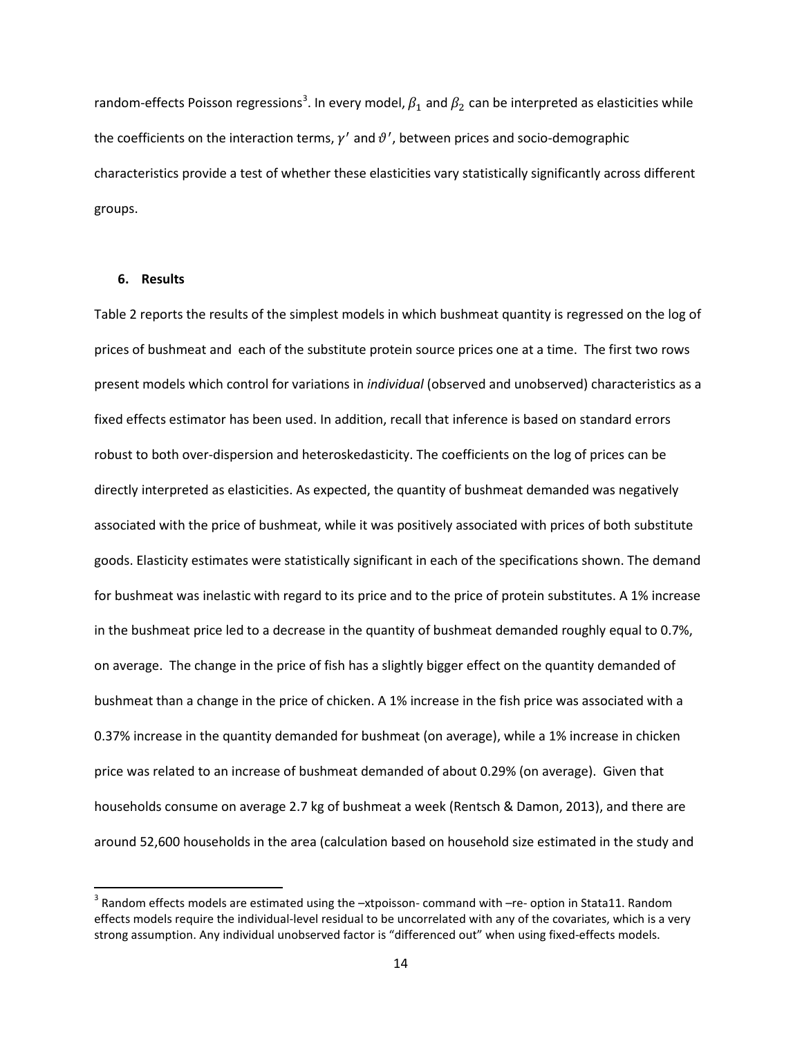random-effects Poisson regressions[3]. In every model, $\beta_1$ and $\beta_2$ can be interpreted as elasticities while the coefficients on the interaction terms, $\gamma'$ and $\vartheta'$, between prices and socio-demographic characteristics provide a test of whether these elasticities vary statistically significantly across different groups.

## 6. Results

Table 2 reports the results of the simplest models in which bushmeat quantity is regressed on the log of prices of bushmeat and each of the substitute protein source prices one at a time. The first two rows present models which control for variations in *individual* (observed and unobserved) characteristics as a fixed effects estimator has been used. In addition, recall that inference is based on standard errors robust to both over-dispersion and heteroskedasticity. The coefficients on the log of prices can be directly interpreted as elasticities. As expected, the quantity of bushmeat demanded was negatively associated with the price of bushmeat, while it was positively associated with prices of both substitute goods. Elasticity estimates were statistically significant in each of the specifications shown. The demand for bushmeat was inelastic with regard to its price and to the price of protein substitutes. A 1% increase in the bushmeat price led to a decrease in the quantity of bushmeat demanded roughly equal to 0.7%, on average. The change in the price of fish has a slightly bigger effect on the quantity demanded of bushmeat than a change in the price of chicken. A 1% increase in the fish price was associated with a 0.37% increase in the quantity demanded for bushmeat (on average), while a 1% increase in chicken price was related to an increase of bushmeat demanded of about 0.29% (on average). Given that households consume on average 2.7 kg of bushmeat a week (Rentsch & Damon, 2013), and there are around 52,600 households in the area (calculation based on household size estimated in the study and

[3] Random effects models are estimated using the –xtpoisson- command with –re- option in Stata11. Random effects models require the individual-level residual to be uncorrelated with any of the covariates, which is a very strong assumption. Any individual unobserved factor is "differenced out" when using fixed-effects models.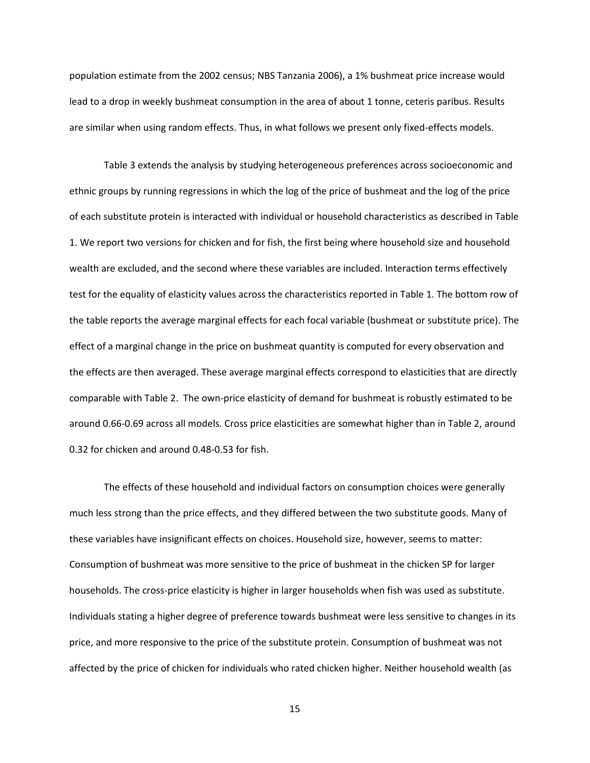population estimate from the 2002 census; NBS Tanzania 2006), a 1% bushmeat price increase would lead to a drop in weekly bushmeat consumption in the area of about 1 tonne, ceteris paribus. Results are similar when using random effects. Thus, in what follows we present only fixed-effects models.

Table 3 extends the analysis by studying heterogeneous preferences across socioeconomic and ethnic groups by running regressions in which the log of the price of bushmeat and the log of the price of each substitute protein is interacted with individual or household characteristics as described in Table 1. We report two versions for chicken and for fish, the first being where household size and household wealth are excluded, and the second where these variables are included. Interaction terms effectively test for the equality of elasticity values across the characteristics reported in Table 1. The bottom row of the table reports the average marginal effects for each focal variable (bushmeat or substitute price). The effect of a marginal change in the price on bushmeat quantity is computed for every observation and the effects are then averaged. These average marginal effects correspond to elasticities that are directly comparable with Table 2. The own-price elasticity of demand for bushmeat is robustly estimated to be around 0.66-0.69 across all models. Cross price elasticities are somewhat higher than in Table 2, around 0.32 for chicken and around 0.48-0.53 for fish.

The effects of these household and individual factors on consumption choices were generally much less strong than the price effects, and they differed between the two substitute goods. Many of these variables have insignificant effects on choices. Household size, however, seems to matter: Consumption of bushmeat was more sensitive to the price of bushmeat in the chicken SP for larger households. The cross-price elasticity is higher in larger households when fish was used as substitute. Individuals stating a higher degree of preference towards bushmeat were less sensitive to changes in its price, and more responsive to the price of the substitute protein. Consumption of bushmeat was not affected by the price of chicken for individuals who rated chicken higher. Neither household wealth (as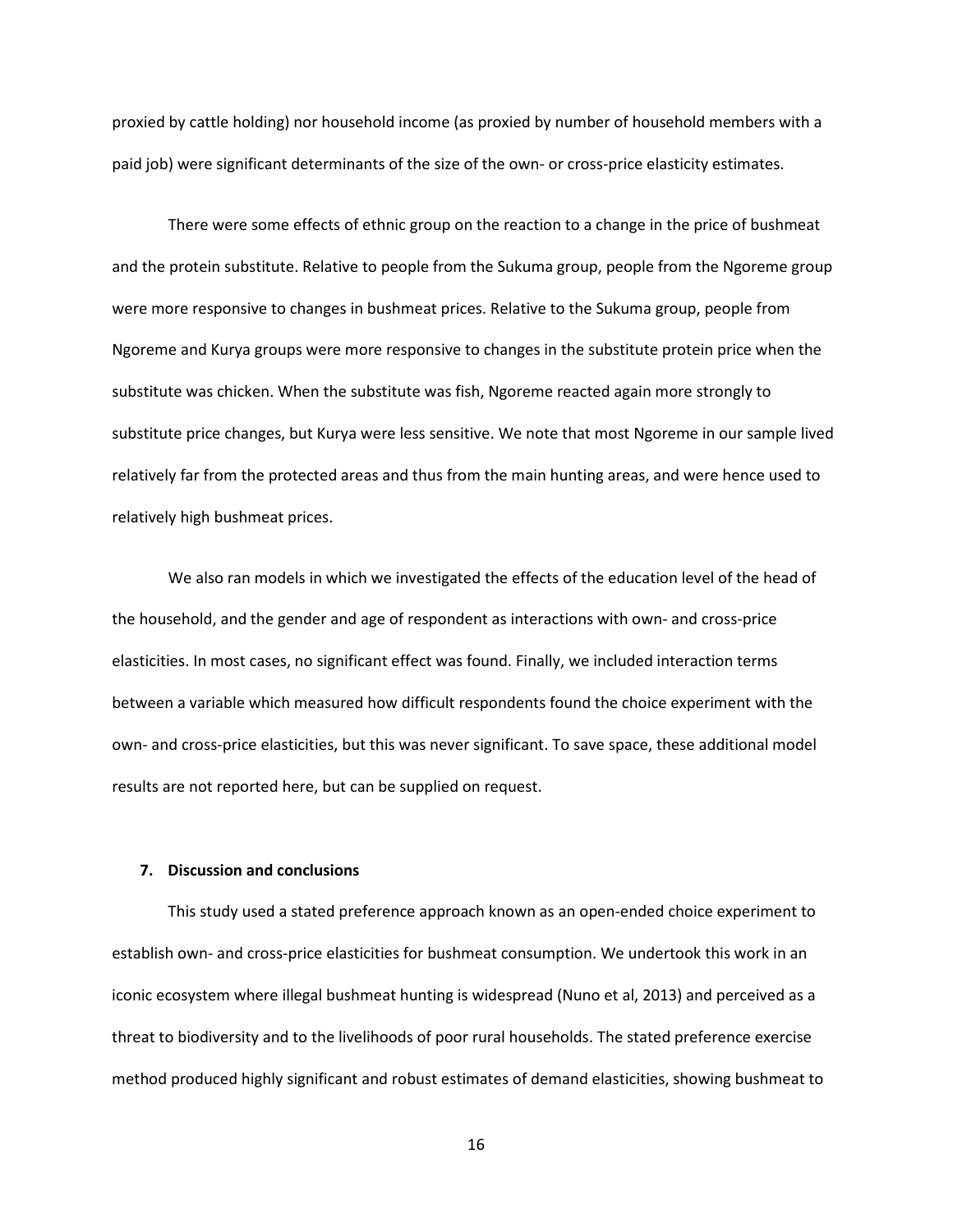proxied by cattle holding) nor household income (as proxied by number of household members with a paid job) were significant determinants of the size of the own- or cross-price elasticity estimates.

There were some effects of ethnic group on the reaction to a change in the price of bushmeat and the protein substitute. Relative to people from the Sukuma group, people from the Ngoreme group were more responsive to changes in bushmeat prices. Relative to the Sukuma group, people from Ngoreme and Kurya groups were more responsive to changes in the substitute protein price when the substitute was chicken. When the substitute was fish, Ngoreme reacted again more strongly to substitute price changes, but Kurya were less sensitive. We note that most Ngoreme in our sample lived relatively far from the protected areas and thus from the main hunting areas, and were hence used to relatively high bushmeat prices.

We also ran models in which we investigated the effects of the education level of the head of the household, and the gender and age of respondent as interactions with own- and cross-price elasticities. In most cases, no significant effect was found. Finally, we included interaction terms between a variable which measured how difficult respondents found the choice experiment with the own- and cross-price elasticities, but this was never significant. To save space, these additional model results are not reported here, but can be supplied on request.

## 7. Discussion and conclusions

This study used a stated preference approach known as an open-ended choice experiment to establish own- and cross-price elasticities for bushmeat consumption. We undertook this work in an iconic ecosystem where illegal bushmeat hunting is widespread (Nuno et al, 2013) and perceived as a threat to biodiversity and to the livelihoods of poor rural households. The stated preference exercise method produced highly significant and robust estimates of demand elasticities, showing bushmeat to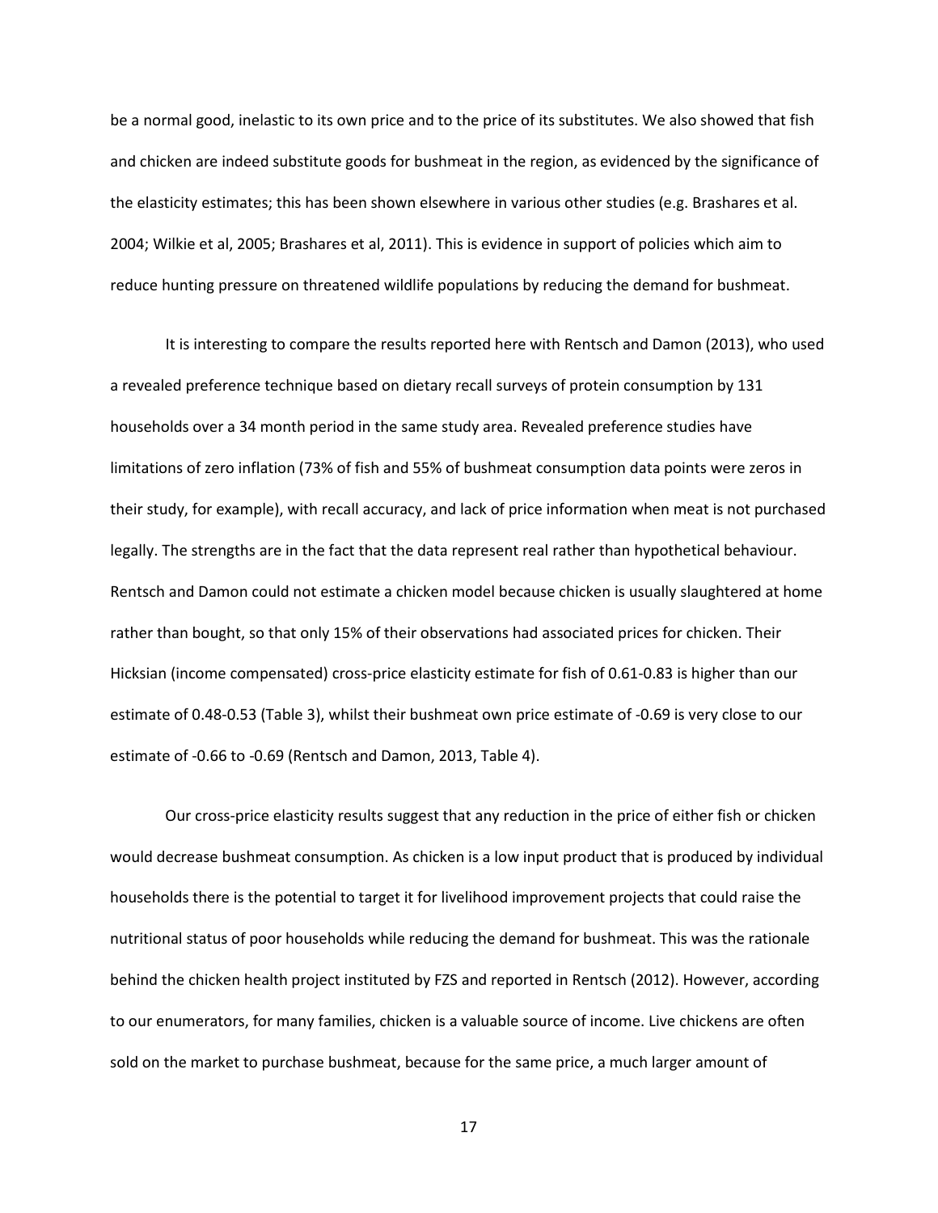be a normal good, inelastic to its own price and to the price of its substitutes. We also showed that fish and chicken are indeed substitute goods for bushmeat in the region, as evidenced by the significance of the elasticity estimates; this has been shown elsewhere in various other studies (e.g. Brashares et al. 2004; Wilkie et al, 2005; Brashares et al, 2011). This is evidence in support of policies which aim to reduce hunting pressure on threatened wildlife populations by reducing the demand for bushmeat.

It is interesting to compare the results reported here with Rentsch and Damon (2013), who used a revealed preference technique based on dietary recall surveys of protein consumption by 131 households over a 34 month period in the same study area. Revealed preference studies have limitations of zero inflation (73% of fish and 55% of bushmeat consumption data points were zeros in their study, for example), with recall accuracy, and lack of price information when meat is not purchased legally. The strengths are in the fact that the data represent real rather than hypothetical behaviour. Rentsch and Damon could not estimate a chicken model because chicken is usually slaughtered at home rather than bought, so that only 15% of their observations had associated prices for chicken. Their Hicksian (income compensated) cross-price elasticity estimate for fish of 0.61-0.83 is higher than our estimate of 0.48-0.53 (Table 3), whilst their bushmeat own price estimate of -0.69 is very close to our estimate of -0.66 to -0.69 (Rentsch and Damon, 2013, Table 4).

Our cross-price elasticity results suggest that any reduction in the price of either fish or chicken would decrease bushmeat consumption. As chicken is a low input product that is produced by individual households there is the potential to target it for livelihood improvement projects that could raise the nutritional status of poor households while reducing the demand for bushmeat. This was the rationale behind the chicken health project instituted by FZS and reported in Rentsch (2012). However, according to our enumerators, for many families, chicken is a valuable source of income. Live chickens are often sold on the market to purchase bushmeat, because for the same price, a much larger amount of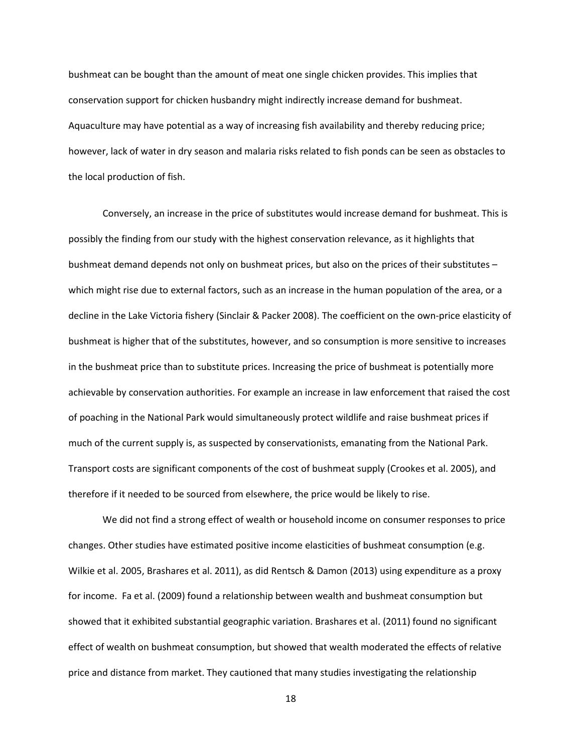bushmeat can be bought than the amount of meat one single chicken provides. This implies that conservation support for chicken husbandry might indirectly increase demand for bushmeat. Aquaculture may have potential as a way of increasing fish availability and thereby reducing price; however, lack of water in dry season and malaria risks related to fish ponds can be seen as obstacles to the local production of fish.

Conversely, an increase in the price of substitutes would increase demand for bushmeat. This is possibly the finding from our study with the highest conservation relevance, as it highlights that bushmeat demand depends not only on bushmeat prices, but also on the prices of their substitutes – which might rise due to external factors, such as an increase in the human population of the area, or a decline in the Lake Victoria fishery (Sinclair & Packer 2008). The coefficient on the own-price elasticity of bushmeat is higher that of the substitutes, however, and so consumption is more sensitive to increases in the bushmeat price than to substitute prices. Increasing the price of bushmeat is potentially more achievable by conservation authorities. For example an increase in law enforcement that raised the cost of poaching in the National Park would simultaneously protect wildlife and raise bushmeat prices if much of the current supply is, as suspected by conservationists, emanating from the National Park. Transport costs are significant components of the cost of bushmeat supply (Crookes et al. 2005), and therefore if it needed to be sourced from elsewhere, the price would be likely to rise.

We did not find a strong effect of wealth or household income on consumer responses to price changes. Other studies have estimated positive income elasticities of bushmeat consumption (e.g. Wilkie et al. 2005, Brashares et al. 2011), as did Rentsch & Damon (2013) using expenditure as a proxy for income. Fa et al. (2009) found a relationship between wealth and bushmeat consumption but showed that it exhibited substantial geographic variation. Brashares et al. (2011) found no significant effect of wealth on bushmeat consumption, but showed that wealth moderated the effects of relative price and distance from market. They cautioned that many studies investigating the relationship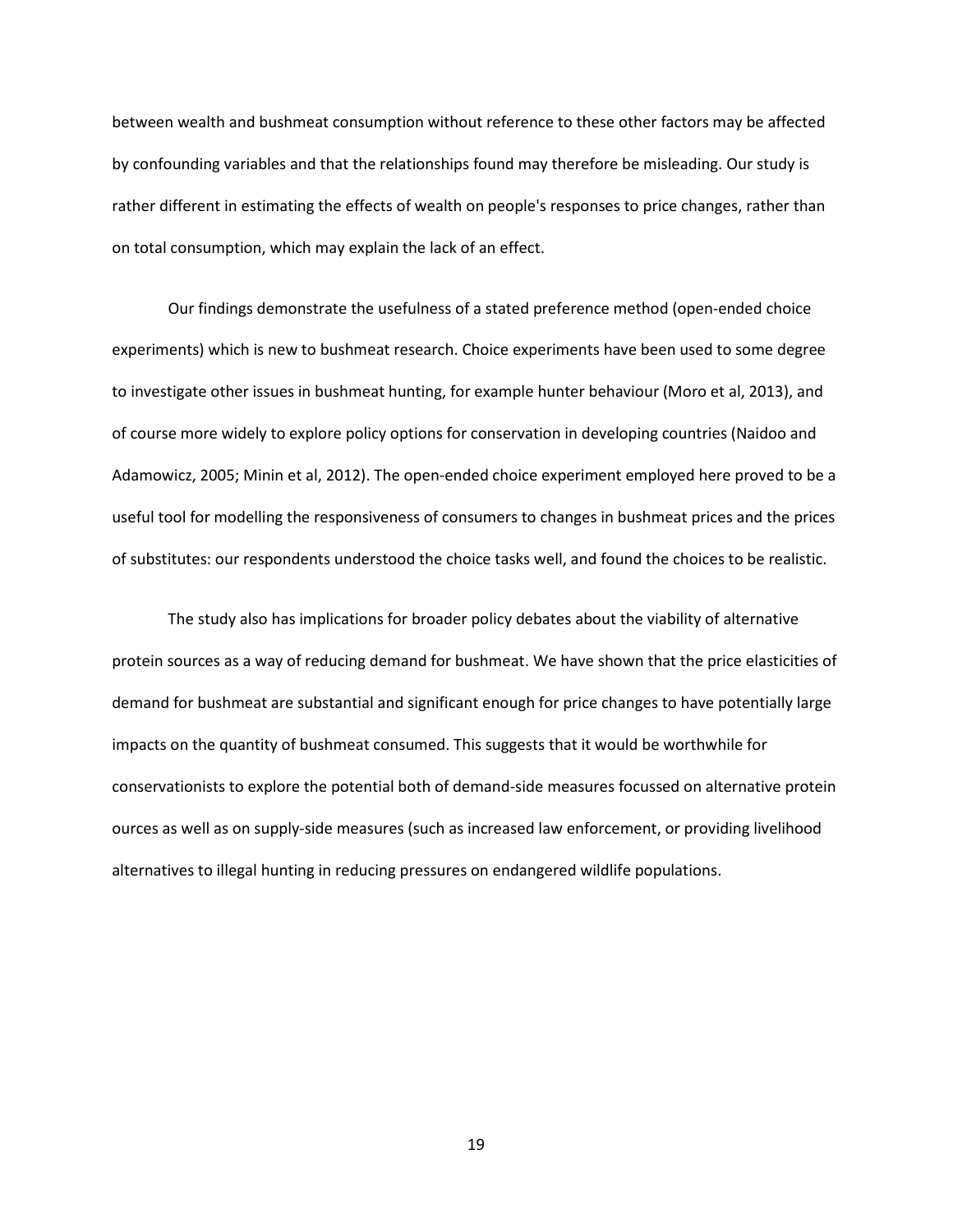between wealth and bushmeat consumption without reference to these other factors may be affected by confounding variables and that the relationships found may therefore be misleading. Our study is rather different in estimating the effects of wealth on people's responses to price changes, rather than on total consumption, which may explain the lack of an effect.

Our findings demonstrate the usefulness of a stated preference method (open-ended choice experiments) which is new to bushmeat research. Choice experiments have been used to some degree to investigate other issues in bushmeat hunting, for example hunter behaviour (Moro et al, 2013), and of course more widely to explore policy options for conservation in developing countries (Naidoo and Adamowicz, 2005; Minin et al, 2012). The open-ended choice experiment employed here proved to be a useful tool for modelling the responsiveness of consumers to changes in bushmeat prices and the prices of substitutes: our respondents understood the choice tasks well, and found the choices to be realistic.

The study also has implications for broader policy debates about the viability of alternative protein sources as a way of reducing demand for bushmeat. We have shown that the price elasticities of demand for bushmeat are substantial and significant enough for price changes to have potentially large impacts on the quantity of bushmeat consumed. This suggests that it would be worthwhile for conservationists to explore the potential both of demand-side measures focussed on alternative protein ources as well as on supply-side measures (such as increased law enforcement, or providing livelihood alternatives to illegal hunting in reducing pressures on endangered wildlife populations.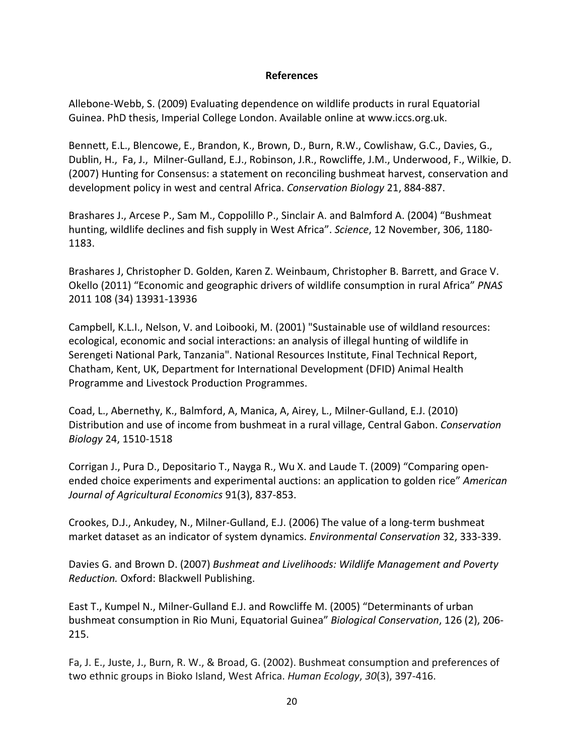## References

Allebone-Webb, S. (2009) Evaluating dependence on wildlife products in rural Equatorial Guinea. PhD thesis, Imperial College London. Available online at www.iccs.org.uk.

Bennett, E.L., Blencowe, E., Brandon, K., Brown, D., Burn, R.W., Cowlishaw, G.C., Davies, G., Dublin, H., Fa, J., Milner-Gulland, E.J., Robinson, J.R., Rowcliffe, J.M., Underwood, F., Wilkie, D. (2007) Hunting for Consensus: a statement on reconciling bushmeat harvest, conservation and development policy in west and central Africa. *Conservation Biology* 21, 884-887.

Brashares J., Arcese P., Sam M., Coppolillo P., Sinclair A. and Balmford A. (2004) "Bushmeat hunting, wildlife declines and fish supply in West Africa". *Science*, 12 November, 306, 1180-1183.

Brashares J, Christopher D. Golden, Karen Z. Weinbaum, Christopher B. Barrett, and Grace V. Okello (2011) "Economic and geographic drivers of wildlife consumption in rural Africa" *PNAS* 2011 108 (34) 13931-13936

Campbell, K.L.I., Nelson, V. and Loibooki, M. (2001) "Sustainable use of wildland resources: ecological, economic and social interactions: an analysis of illegal hunting of wildlife in Serengeti National Park, Tanzania". National Resources Institute, Final Technical Report, Chatham, Kent, UK, Department for International Development (DFID) Animal Health Programme and Livestock Production Programmes.

Coad, L., Abernethy, K., Balmford, A, Manica, A, Airey, L., Milner-Gulland, E.J. (2010) Distribution and use of income from bushmeat in a rural village, Central Gabon. *Conservation Biology* 24, 1510-1518

Corrigan J., Pura D., Depositario T., Nayga R., Wu X. and Laude T. (2009) "Comparing open-ended choice experiments and experimental auctions: an application to golden rice" *American Journal of Agricultural Economics* 91(3), 837-853.

Crookes, D.J., Ankudey, N., Milner-Gulland, E.J. (2006) The value of a long-term bushmeat market dataset as an indicator of system dynamics. *Environmental Conservation* 32, 333-339.

Davies G. and Brown D. (2007) *Bushmeat and Livelihoods: Wildlife Management and Poverty Reduction.* Oxford: Blackwell Publishing.

East T., Kumpel N., Milner-Gulland E.J. and Rowcliffe M. (2005) "Determinants of urban bushmeat consumption in Rio Muni, Equatorial Guinea" *Biological Conservation*, 126 (2), 206-215.

Fa, J. E., Juste, J., Burn, R. W., & Broad, G. (2002). Bushmeat consumption and preferences of two ethnic groups in Bioko Island, West Africa. *Human Ecology*, *30*(3), 397-416.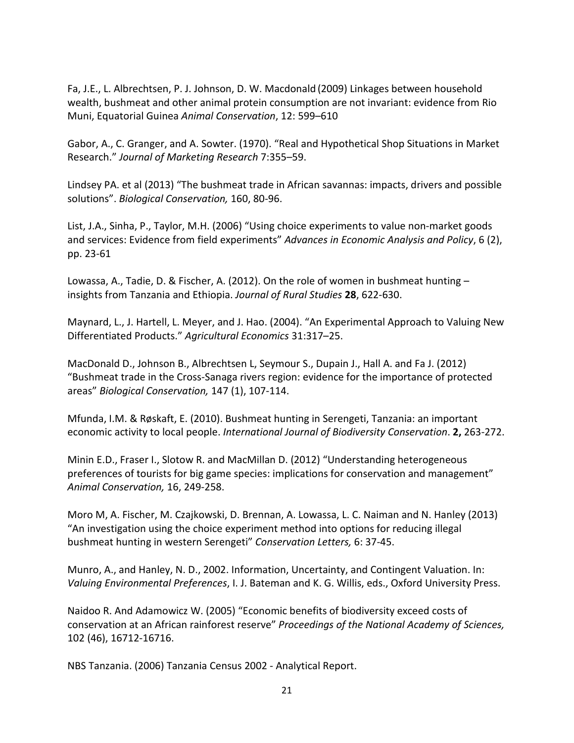Fa, J.E., L. Albrechtsen, P. J. Johnson, D. W. Macdonald (2009) Linkages between household wealth, bushmeat and other animal protein consumption are not invariant: evidence from Rio Muni, Equatorial Guinea *Animal Conservation*, 12: 599–610

Gabor, A., C. Granger, and A. Sowter. (1970). "Real and Hypothetical Shop Situations in Market Research." *Journal of Marketing Research* 7:355–59.

Lindsey PA. et al (2013) "The bushmeat trade in African savannas: impacts, drivers and possible solutions". *Biological Conservation,* 160, 80-96.

List, J.A., Sinha, P., Taylor, M.H. (2006) "Using choice experiments to value non-market goods and services: Evidence from field experiments" *Advances in Economic Analysis and Policy*, 6 (2), pp. 23-61

Lowassa, A., Tadie, D. & Fischer, A. (2012). On the role of women in bushmeat hunting – insights from Tanzania and Ethiopia. *Journal of Rural Studies* **28**, 622-630.

Maynard, L., J. Hartell, L. Meyer, and J. Hao. (2004). "An Experimental Approach to Valuing New Differentiated Products." *Agricultural Economics* 31:317–25.

MacDonald D., Johnson B., Albrechtsen L, Seymour S., Dupain J., Hall A. and Fa J. (2012) "Bushmeat trade in the Cross-Sanaga rivers region: evidence for the importance of protected areas" *Biological Conservation,* 147 (1), 107-114.

Mfunda, I.M. & Røskaft, E. (2010). Bushmeat hunting in Serengeti, Tanzania: an important economic activity to local people. *International Journal of Biodiversity Conservation*. **2,** 263-272.

Minin E.D., Fraser I., Slotow R. and MacMillan D. (2012) "Understanding heterogeneous preferences of tourists for big game species: implications for conservation and management" *Animal Conservation,* 16, 249-258.

Moro M, A. Fischer, M. Czajkowski, D. Brennan, A. Lowassa, L. C. Naiman and N. Hanley (2013) "An investigation using the choice experiment method into options for reducing illegal bushmeat hunting in western Serengeti" *Conservation Letters,* 6: 37-45.

Munro, A., and Hanley, N. D., 2002. Information, Uncertainty, and Contingent Valuation. In: *Valuing Environmental Preferences*, I. J. Bateman and K. G. Willis, eds., Oxford University Press.

Naidoo R. And Adamowicz W. (2005) "Economic benefits of biodiversity exceed costs of conservation at an African rainforest reserve" *Proceedings of the National Academy of Sciences,* 102 (46), 16712-16716.

NBS Tanzania. (2006) Tanzania Census 2002 - Analytical Report.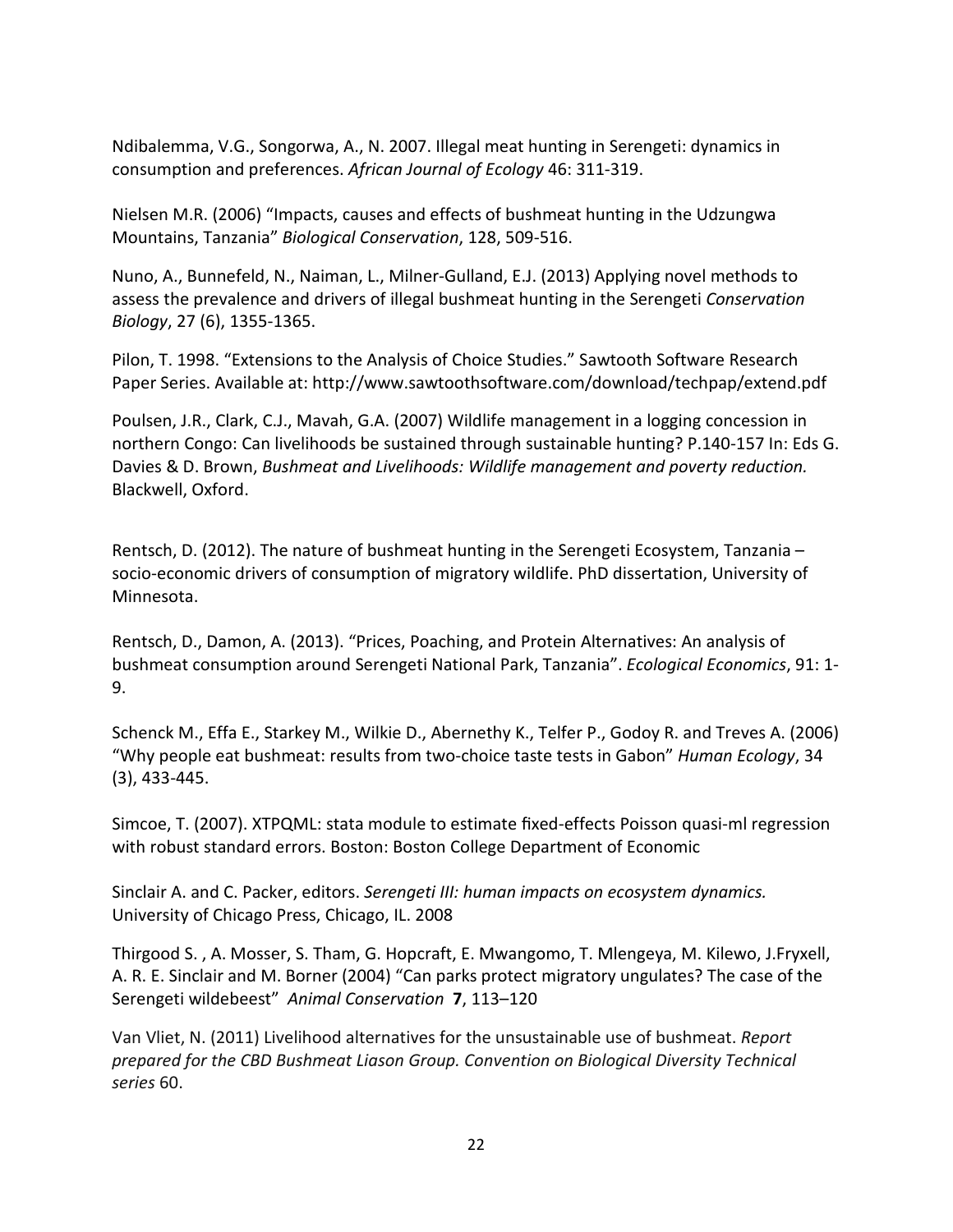Ndibalemma, V.G., Songorwa, A., N. 2007. Illegal meat hunting in Serengeti: dynamics in consumption and preferences. *African Journal of Ecology* 46: 311-319.

Nielsen M.R. (2006) "Impacts, causes and effects of bushmeat hunting in the Udzungwa Mountains, Tanzania" *Biological Conservation*, 128, 509-516.

Nuno, A., Bunnefeld, N., Naiman, L., Milner-Gulland, E.J. (2013) Applying novel methods to assess the prevalence and drivers of illegal bushmeat hunting in the Serengeti *Conservation Biology*, 27 (6), 1355-1365.

Pilon, T. 1998. "Extensions to the Analysis of Choice Studies." Sawtooth Software Research Paper Series. Available at: http://www.sawtoothsoftware.com/download/techpap/extend.pdf

Poulsen, J.R., Clark, C.J., Mavah, G.A. (2007) Wildlife management in a logging concession in northern Congo: Can livelihoods be sustained through sustainable hunting? P.140-157 In: Eds G. Davies & D. Brown, *Bushmeat and Livelihoods: Wildlife management and poverty reduction.* Blackwell, Oxford.

Rentsch, D. (2012). The nature of bushmeat hunting in the Serengeti Ecosystem, Tanzania – socio-economic drivers of consumption of migratory wildlife. PhD dissertation, University of Minnesota.

Rentsch, D., Damon, A. (2013). "Prices, Poaching, and Protein Alternatives: An analysis of bushmeat consumption around Serengeti National Park, Tanzania". *Ecological Economics*, 91: 1-9.

Schenck M., Effa E., Starkey M., Wilkie D., Abernethy K., Telfer P., Godoy R. and Treves A. (2006) "Why people eat bushmeat: results from two-choice taste tests in Gabon" *Human Ecology*, 34 (3), 433-445.

Simcoe, T. (2007). XTPQML: stata module to estimate fixed-effects Poisson quasi-ml regression with robust standard errors. Boston: Boston College Department of Economic

Sinclair A. and C. Packer, editors. *Serengeti III: human impacts on ecosystem dynamics.* University of Chicago Press, Chicago, IL. 2008

Thirgood S. , A. Mosser, S. Tham, G. Hopcraft, E. Mwangomo, T. Mlengeya, M. Kilewo, J.Fryxell, A. R. E. Sinclair and M. Borner (2004) "Can parks protect migratory ungulates? The case of the Serengeti wildebeest" *Animal Conservation* **7**, 113–120

Van Vliet, N. (2011) Livelihood alternatives for the unsustainable use of bushmeat. *Report prepared for the CBD Bushmeat Liason Group. Convention on Biological Diversity Technical series* 60.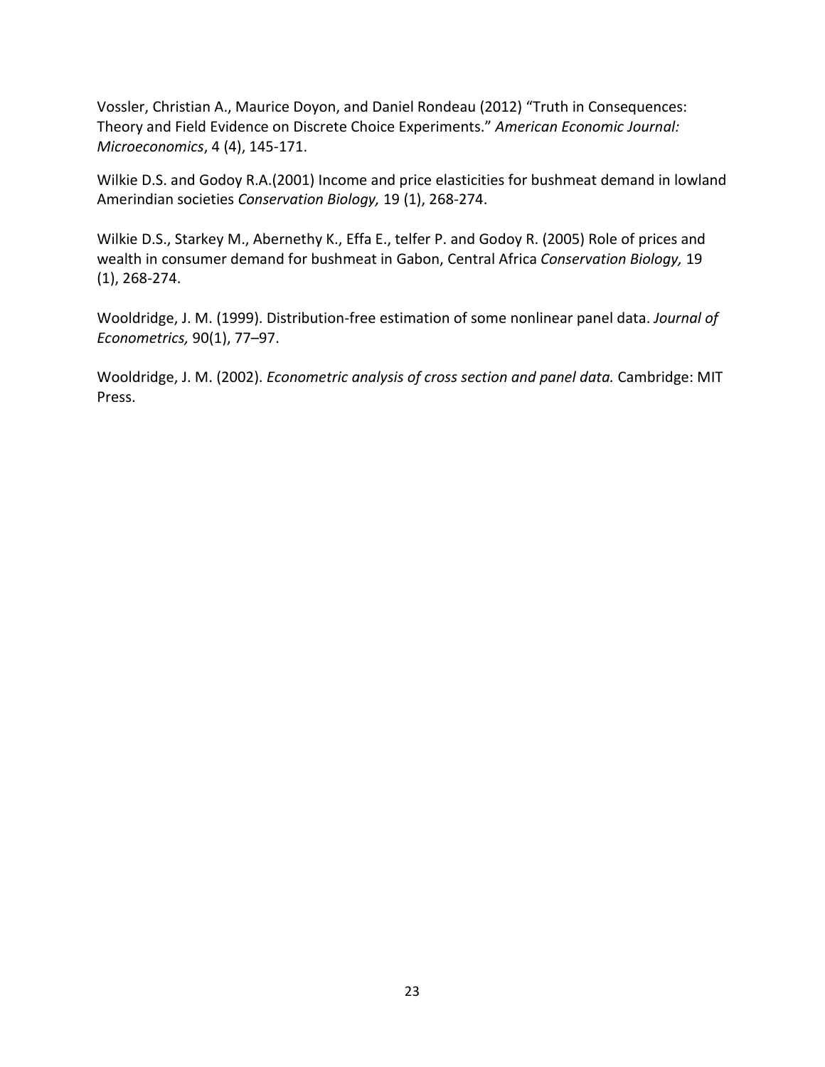Vossler, Christian A., Maurice Doyon, and Daniel Rondeau (2012) "Truth in Consequences: Theory and Field Evidence on Discrete Choice Experiments." *American Economic Journal: Microeconomics*, 4 (4), 145-171.

Wilkie D.S. and Godoy R.A.(2001) Income and price elasticities for bushmeat demand in lowland Amerindian societies *Conservation Biology,* 19 (1), 268-274.

Wilkie D.S., Starkey M., Abernethy K., Effa E., telfer P. and Godoy R. (2005) Role of prices and wealth in consumer demand for bushmeat in Gabon, Central Africa *Conservation Biology,* 19 (1), 268-274.

Wooldridge, J. M. (1999). Distribution-free estimation of some nonlinear panel data. *Journal of Econometrics,* 90(1), 77–97.

Wooldridge, J. M. (2002). *Econometric analysis of cross section and panel data.* Cambridge: MIT Press.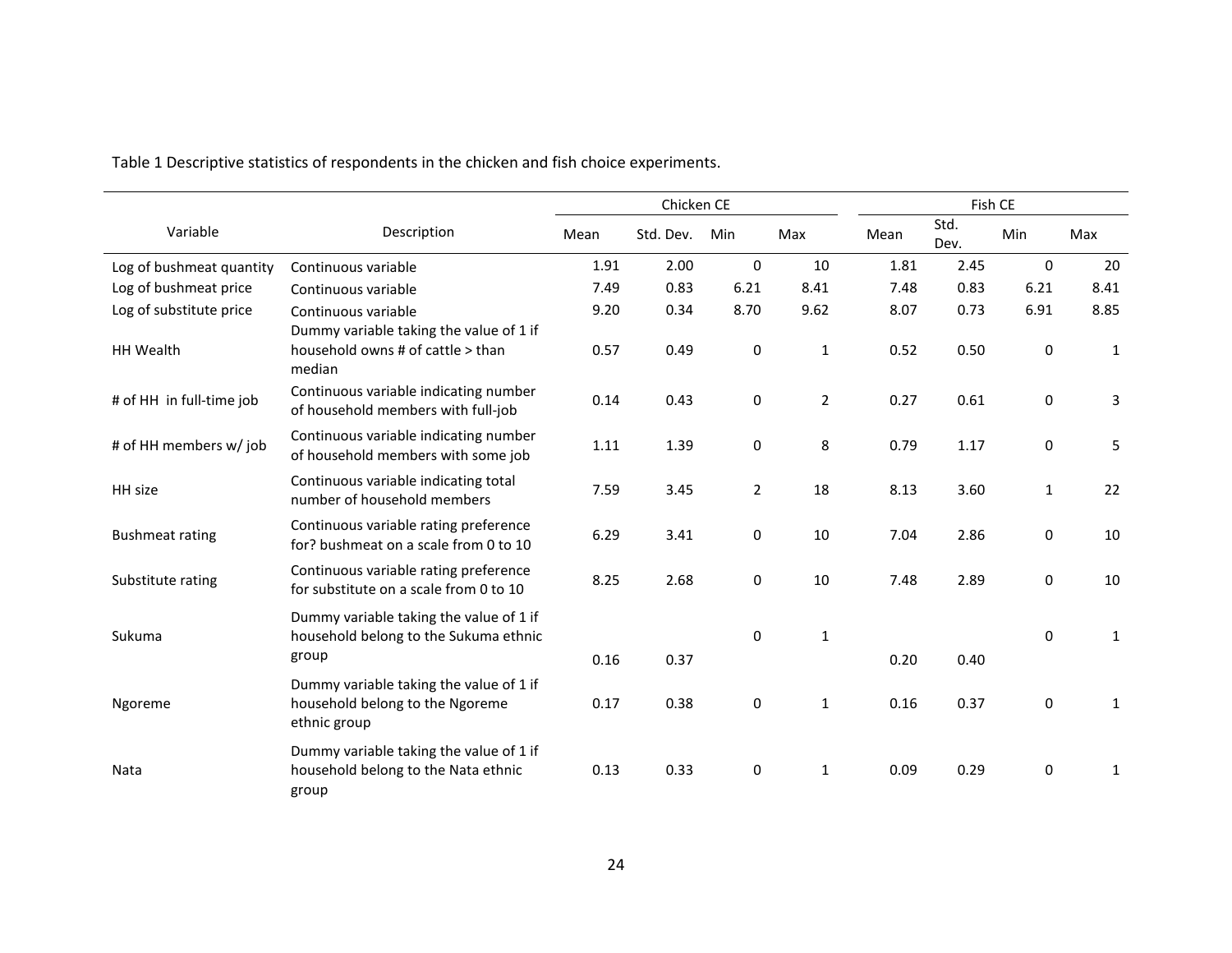Table 1 Descriptive statistics of respondents in the chicken and fish choice experiments.

| Variable | Description | Chicken CE | | | | Fish CE | | | |
|---|---|---|---|---|---|---|---|---|---|
| | | Mean | Std. Dev. | Min | Max | Mean | Std. Dev. | Min | Max |
| Log of bushmeat quantity | Continuous variable | 1.91 | 2.00 | 0 | 10 | 1.81 | 2.45 | 0 | 20 |
| Log of bushmeat price | Continuous variable | 7.49 | 0.83 | 6.21 | 8.41 | 7.48 | 0.83 | 6.21 | 8.41 |
| Log of substitute price | Continuous variable | 9.20 | 0.34 | 8.70 | 9.62 | 8.07 | 0.73 | 6.91 | 8.85 |
| HH Wealth | Dummy variable taking the value of 1 if household owns # of cattle > than median | 0.57 | 0.49 | 0 | 1 | 0.52 | 0.50 | 0 | 1 |
| # of HH in full-time job | Continuous variable indicating number of household members with full-job | 0.14 | 0.43 | 0 | 2 | 0.27 | 0.61 | 0 | 3 |
| # of HH members w/ job | Continuous variable indicating number of household members with some job | 1.11 | 1.39 | 0 | 8 | 0.79 | 1.17 | 0 | 5 |
| HH size | Continuous variable indicating total number of household members | 7.59 | 3.45 | 2 | 18 | 8.13 | 3.60 | 1 | 22 |
| Bushmeat rating | Continuous variable rating preference for? bushmeat on a scale from 0 to 10 | 6.29 | 3.41 | 0 | 10 | 7.04 | 2.86 | 0 | 10 |
| Substitute rating | Continuous variable rating preference for substitute on a scale from 0 to 10 | 8.25 | 2.68 | 0 | 10 | 7.48 | 2.89 | 0 | 10 |
| Sukuma | Dummy variable taking the value of 1 if household belong to the Sukuma ethnic group | 0.16 | 0.37 | 0 | 1 | 0.20 | 0.40 | 0 | 1 |
| Ngoreme | Dummy variable taking the value of 1 if household belong to the Ngoreme ethnic group | 0.17 | 0.38 | 0 | 1 | 0.16 | 0.37 | 0 | 1 |
| Nata | Dummy variable taking the value of 1 if household belong to the Nata ethnic group | 0.13 | 0.33 | 0 | 1 | 0.09 | 0.29 | 0 | 1 |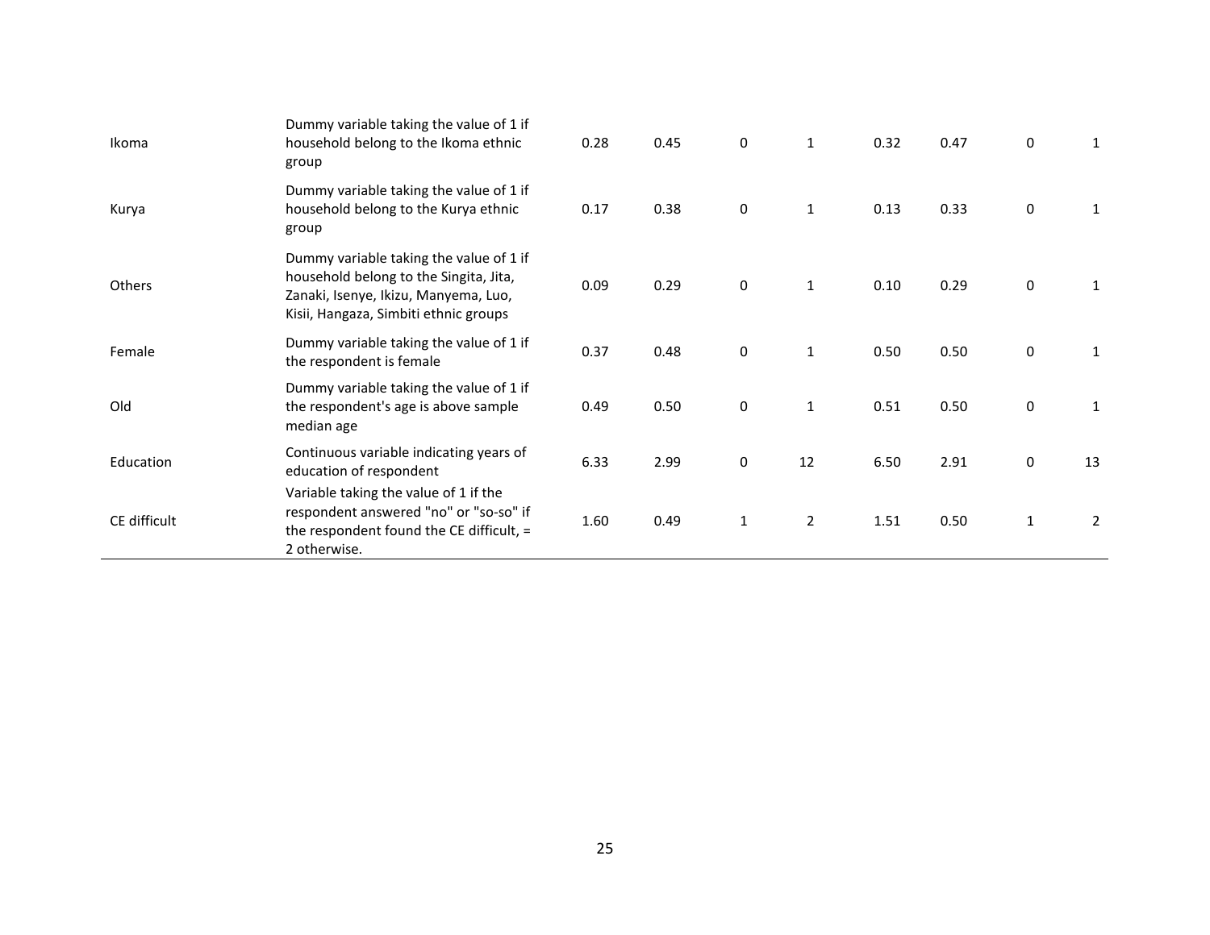| | | | | | | | | | |
|---|---|---|---|---|---|---|---|---|---|
| Ikoma | Dummy variable taking the value of 1 if household belong to the Ikoma ethnic group | 0.28 | 0.45 | 0 | 1 | 0.32 | 0.47 | 0 | 1 |
| Kurya | Dummy variable taking the value of 1 if household belong to the Kurya ethnic group | 0.17 | 0.38 | 0 | 1 | 0.13 | 0.33 | 0 | 1 |
| Others | Dummy variable taking the value of 1 if household belong to the Singita, Jita, Zanaki, Isenye, Ikizu, Manyema, Luo, Kisii, Hangaza, Simbiti ethnic groups | 0.09 | 0.29 | 0 | 1 | 0.10 | 0.29 | 0 | 1 |
| Female | Dummy variable taking the value of 1 if the respondent is female | 0.37 | 0.48 | 0 | 1 | 0.50 | 0.50 | 0 | 1 |
| Old | Dummy variable taking the value of 1 if the respondent's age is above sample median age | 0.49 | 0.50 | 0 | 1 | 0.51 | 0.50 | 0 | 1 |
| Education | Continuous variable indicating years of education of respondent | 6.33 | 2.99 | 0 | 12 | 6.50 | 2.91 | 0 | 13 |
| CE difficult | Variable taking the value of 1 if the respondent answered "no" or "so-so" if the respondent found the CE difficult, = 2 otherwise. | 1.60 | 0.49 | 1 | 2 | 1.51 | 0.50 | 1 | 2 |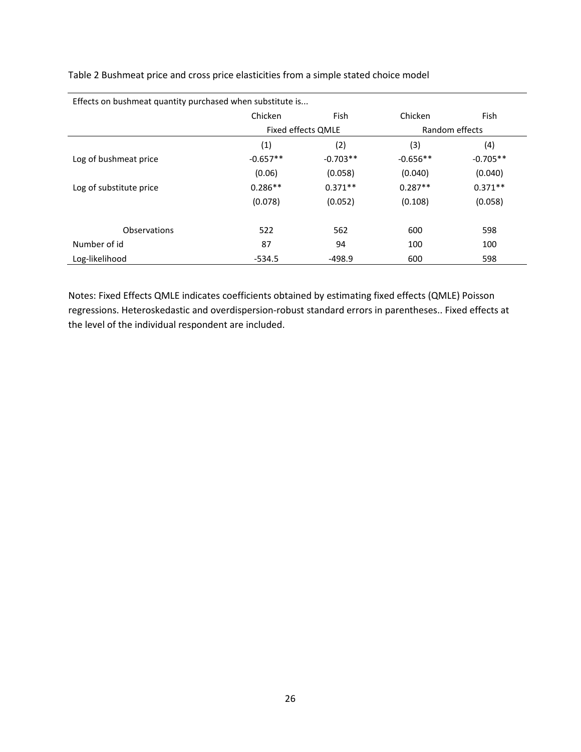Table 2 Bushmeat price and cross price elasticities from a simple stated choice model

| Effects on bushmeat quantity purchased when substitute is... | | | | |
|---|---|---|---|---|
| | Chicken | Fish | Chicken | Fish |
| | Fixed effects QMLE | | Random effects | |
| | (1) | (2) | (3) | (4) |
| Log of bushmeat price | -0.657** | -0.703** | -0.656** | -0.705** |
| | (0.06) | (0.058) | (0.040) | (0.040) |
| Log of substitute price | 0.286** | 0.371** | 0.287** | 0.371** |
| | (0.078) | (0.052) | (0.108) | (0.058) |
| Observations | 522 | 562 | 600 | 598 |
| Number of id | 87 | 94 | 100 | 100 |
| Log-likelihood | -534.5 | -498.9 | 600 | 598 |

Notes: Fixed Effects QMLE indicates coefficients obtained by estimating fixed effects (QMLE) Poisson regressions. Heteroskedastic and overdispersion-robust standard errors in parentheses.. Fixed effects at the level of the individual respondent are included.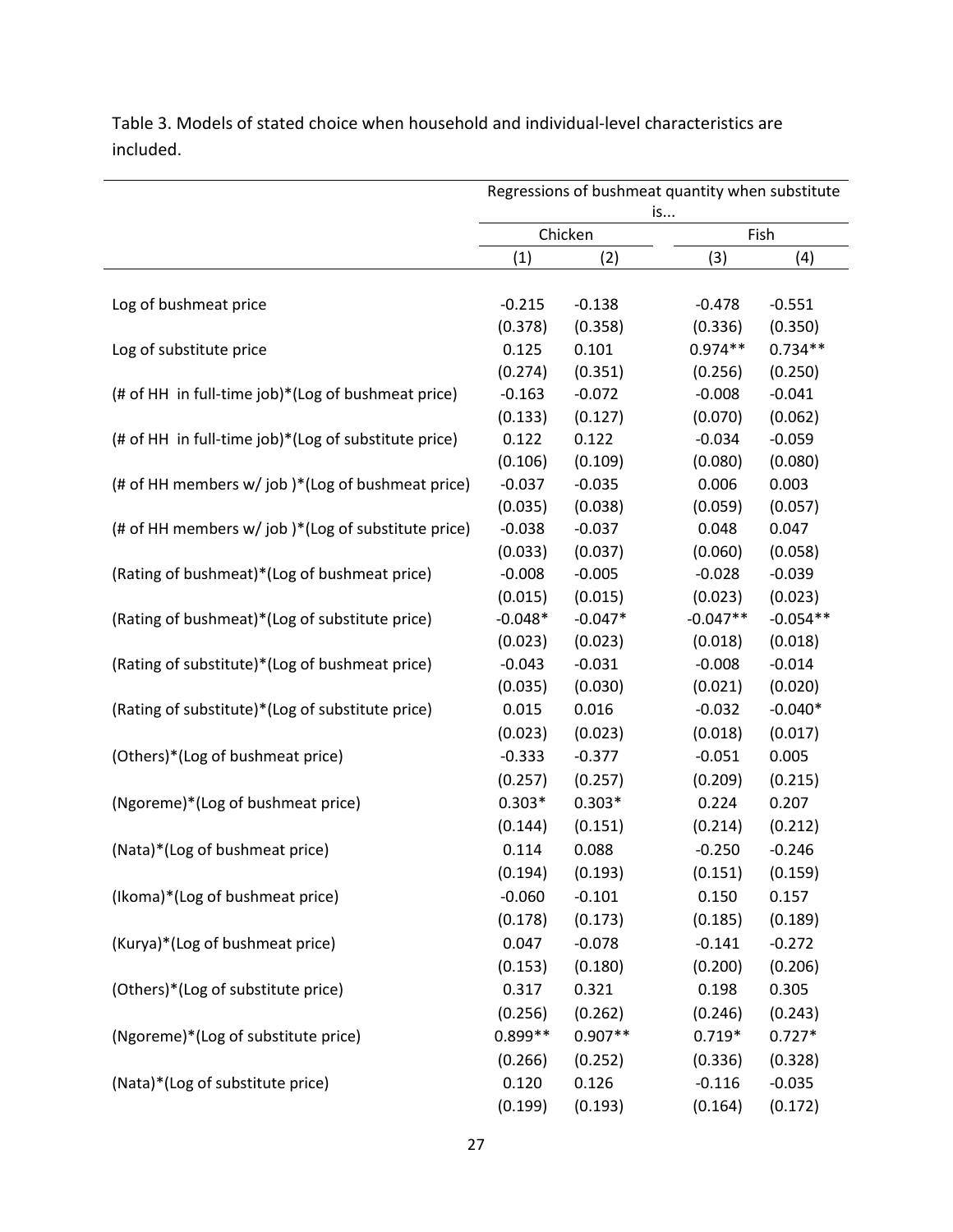Table 3. Models of stated choice when household and individual-level characteristics are included.

| | Regressions of bushmeat quantity when substitute is... | | | |
|---|---|---|---|---|
| | Chicken | | Fish | |
| | (1) | (2) | (3) | (4) |
| Log of bushmeat price | -0.215 | -0.138 | -0.478 | -0.551 |
| | (0.378) | (0.358) | (0.336) | (0.350) |
| Log of substitute price | 0.125 | 0.101 | 0.974** | 0.734** |
| | (0.274) | (0.351) | (0.256) | (0.250) |
| (# of HH in full-time job)*(Log of bushmeat price) | -0.163 | -0.072 | -0.008 | -0.041 |
| | (0.133) | (0.127) | (0.070) | (0.062) |
| (# of HH in full-time job)*(Log of substitute price) | 0.122 | 0.122 | -0.034 | -0.059 |
| | (0.106) | (0.109) | (0.080) | (0.080) |
| (# of HH members w/ job )*(Log of bushmeat price) | -0.037 | -0.035 | 0.006 | 0.003 |
| | (0.035) | (0.038) | (0.059) | (0.057) |
| (# of HH members w/ job )*(Log of substitute price) | -0.038 | -0.037 | 0.048 | 0.047 |
| | (0.033) | (0.037) | (0.060) | (0.058) |
| (Rating of bushmeat)*(Log of bushmeat price) | -0.008 | -0.005 | -0.028 | -0.039 |
| | (0.015) | (0.015) | (0.023) | (0.023) |
| (Rating of bushmeat)*(Log of substitute price) | -0.048* | -0.047* | -0.047** | -0.054** |
| | (0.023) | (0.023) | (0.018) | (0.018) |
| (Rating of substitute)*(Log of bushmeat price) | -0.043 | -0.031 | -0.008 | -0.014 |
| | (0.035) | (0.030) | (0.021) | (0.020) |
| (Rating of substitute)*(Log of substitute price) | 0.015 | 0.016 | -0.032 | -0.040* |
| | (0.023) | (0.023) | (0.018) | (0.017) |
| (Others)*(Log of bushmeat price) | -0.333 | -0.377 | -0.051 | 0.005 |
| | (0.257) | (0.257) | (0.209) | (0.215) |
| (Ngoreme)*(Log of bushmeat price) | 0.303* | 0.303* | 0.224 | 0.207 |
| | (0.144) | (0.151) | (0.214) | (0.212) |
| (Nata)*(Log of bushmeat price) | 0.114 | 0.088 | -0.250 | -0.246 |
| | (0.194) | (0.193) | (0.151) | (0.159) |
| (Ikoma)*(Log of bushmeat price) | -0.060 | -0.101 | 0.150 | 0.157 |
| | (0.178) | (0.173) | (0.185) | (0.189) |
| (Kurya)*(Log of bushmeat price) | 0.047 | -0.078 | -0.141 | -0.272 |
| | (0.153) | (0.180) | (0.200) | (0.206) |
| (Others)*(Log of substitute price) | 0.317 | 0.321 | 0.198 | 0.305 |
| | (0.256) | (0.262) | (0.246) | (0.243) |
| (Ngoreme)*(Log of substitute price) | 0.899** | 0.907** | 0.719* | 0.727* |
| | (0.266) | (0.252) | (0.336) | (0.328) |
| (Nata)*(Log of substitute price) | 0.120 | 0.126 | -0.116 | -0.035 |
| | (0.199) | (0.193) | (0.164) | (0.172) |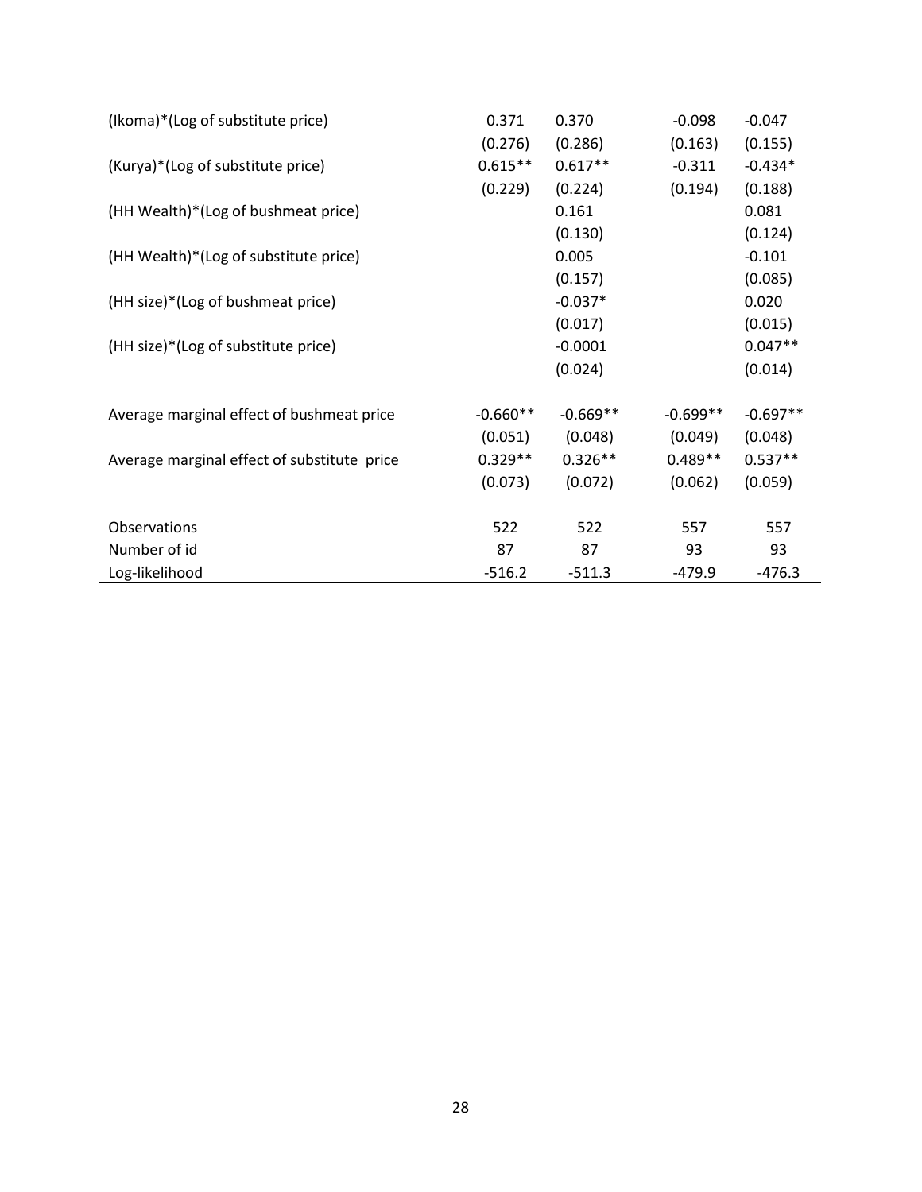| | | | | |
|---|---|---|---|---|
| (Ikoma)*(Log of substitute price) | 0.371 | 0.370 | -0.098 | -0.047 |
| | (0.276) | (0.286) | (0.163) | (0.155) |
| (Kurya)*(Log of substitute price) | 0.615** | 0.617** | -0.311 | -0.434* |
| | (0.229) | (0.224) | (0.194) | (0.188) |
| (HH Wealth)*(Log of bushmeat price) | | 0.161 | | 0.081 |
| | | (0.130) | | (0.124) |
| (HH Wealth)*(Log of substitute price) | | 0.005 | | -0.101 |
| | | (0.157) | | (0.085) |
| (HH size)*(Log of bushmeat price) | | -0.037* | | 0.020 |
| | | (0.017) | | (0.015) |
| (HH size)*(Log of substitute price) | | -0.0001 | | 0.047** |
| | | (0.024) | | (0.014) |
| | | | | |
| Average marginal effect of bushmeat price | -0.660** | -0.669** | -0.699** | -0.697** |
| | (0.051) | (0.048) | (0.049) | (0.048) |
| Average marginal effect of substitute price | 0.329** | 0.326** | 0.489** | 0.537** |
| | (0.073) | (0.072) | (0.062) | (0.059) |
| | | | | |
| Observations | 522 | 522 | 557 | 557 |
| Number of id | 87 | 87 | 93 | 93 |
| Log-likelihood | -516.2 | -511.3 | -479.9 | -476.3 |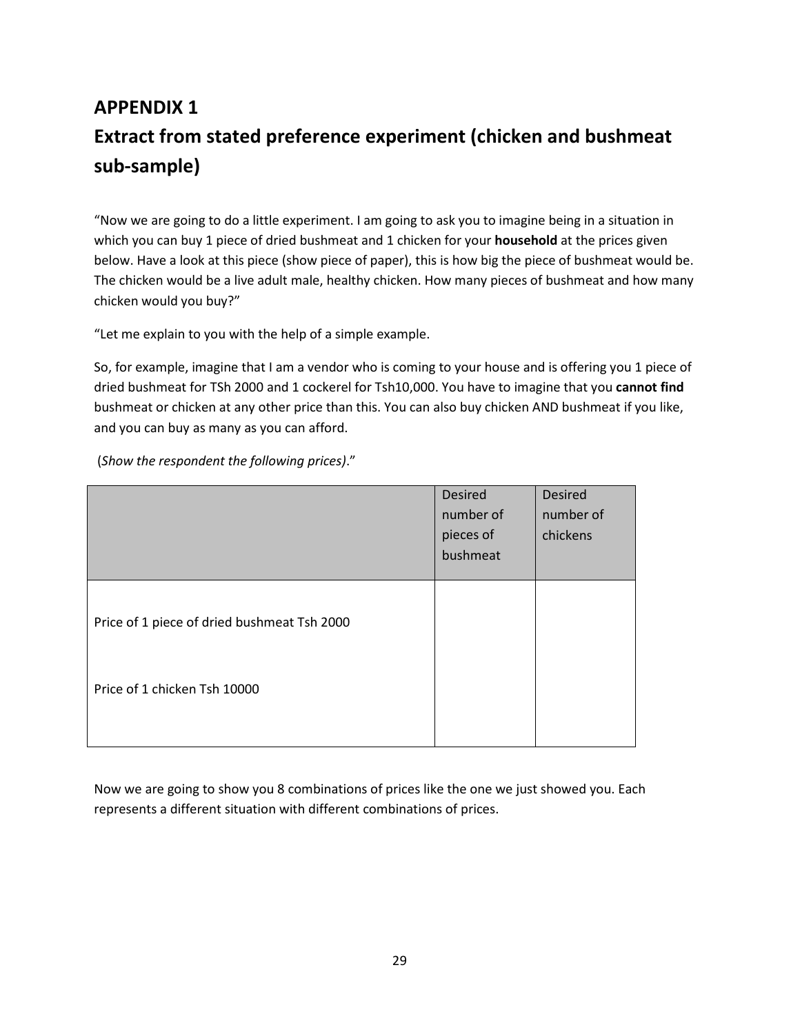## APPENDIX 1

## Extract from stated preference experiment (chicken and bushmeat sub-sample)

"Now we are going to do a little experiment. I am going to ask you to imagine being in a situation in which you can buy 1 piece of dried bushmeat and 1 chicken for your **household** at the prices given below. Have a look at this piece (show piece of paper), this is how big the piece of bushmeat would be. The chicken would be a live adult male, healthy chicken. How many pieces of bushmeat and how many chicken would you buy?"

"Let me explain to you with the help of a simple example.

So, for example, imagine that I am a vendor who is coming to your house and is offering you 1 piece of dried bushmeat for TSh 2000 and 1 cockerel for Tsh10,000. You have to imagine that you **cannot find** bushmeat or chicken at any other price than this. You can also buy chicken AND bushmeat if you like, and you can buy as many as you can afford.

(*Show the respondent the following prices)*."

| | Desired number of pieces of bushmeat | Desired number of chickens |
|---|---|---|
| Price of 1 piece of dried bushmeat Tsh 2000<br><br>Price of 1 chicken Tsh 10000 | | |

Now we are going to show you 8 combinations of prices like the one we just showed you. Each represents a different situation with different combinations of prices.